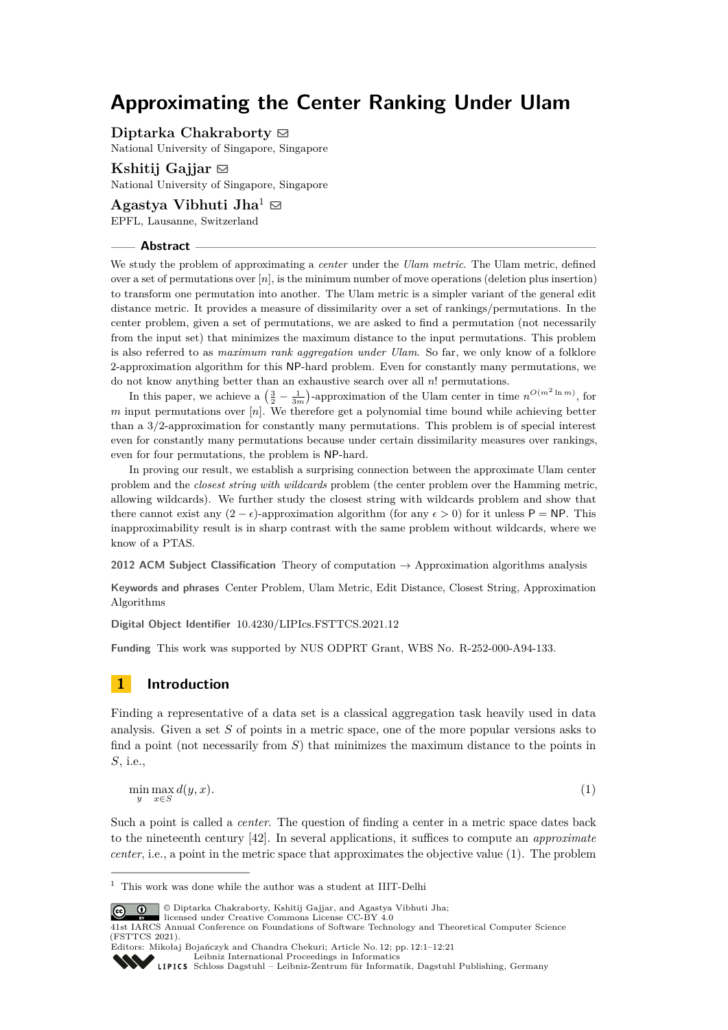# Approximating the Center Ranking Under Ulam

**Diptarka Chakraborty**
National University of Singapore, Singapore

**Kshitij Gajjar**
National University of Singapore, Singapore

**Agastya Vibhuti Jha**[1]
EPFL, Lausanne, Switzerland

## Abstract

We study the problem of approximating a *center* under the *Ulam metric*. The Ulam metric, defined over a set of permutations over $[n]$, is the minimum number of move operations (deletion plus insertion) to transform one permutation into another. The Ulam metric is a simpler variant of the general edit distance metric. It provides a measure of dissimilarity over a set of rankings/permutations. In the center problem, given a set of permutations, we are asked to find a permutation (not necessarily from the input set) that minimizes the maximum distance to the input permutations. This problem is also referred to as *maximum rank aggregation under Ulam*. So far, we only know of a folklore 2-approximation algorithm for this NP-hard problem. Even for constantly many permutations, we do not know anything better than an exhaustive search over all $n!$ permutations.

In this paper, we achieve a $\left(\frac{3}{2} - \frac{1}{3m}\right)$-approximation of the Ulam center in time $n^{O(m^2 \ln m)}$, for $m$ input permutations over $[n]$. We therefore get a polynomial time bound while achieving better than a 3/2-approximation for constantly many permutations. This problem is of special interest even for constantly many permutations because under certain dissimilarity measures over rankings, even for four permutations, the problem is NP-hard.

In proving our result, we establish a surprising connection between the approximate Ulam center problem and the *closest string with wildcards* problem (the center problem over the Hamming metric, allowing wildcards). We further study the closest string with wildcards problem and show that there cannot exist any $(2 - \epsilon)$-approximation algorithm (for any $\epsilon > 0$) for it unless P = NP. This inapproximability result is in sharp contrast with the same problem without wildcards, where we know of a PTAS.

**2012 ACM Subject Classification** Theory of computation → Approximation algorithms analysis

**Keywords and phrases** Center Problem, Ulam Metric, Edit Distance, Closest String, Approximation Algorithms

**Digital Object Identifier** 10.4230/LIPIcs.FSTTCS.2021.12

**Funding** This work was supported by NUS ODPRT Grant, WBS No. R-252-000-A94-133.

## 1 Introduction

Finding a representative of a data set is a classical aggregation task heavily used in data analysis. Given a set $S$ of points in a metric space, one of the more popular versions asks to find a point (not necessarily from $S$) that minimizes the maximum distance to the points in $S$, i.e.,

$$\min_{y} \max_{x \in S} d(y, x). \tag{1}$$

Such a point is called a *center*. The question of finding a center in a metric space dates back to the nineteenth century [42]. In several applications, it suffices to compute an *approximate center*, i.e., a point in the metric space that approximates the objective value (1). The problem

[1] This work was done while the author was a student at IIIT-Delhi

© Diptarka Chakraborty, Kshitij Gajjar, and Agastya Vibhuti Jha; licensed under Creative Commons License CC-BY 4.0
41st IARCS Annual Conference on Foundations of Software Technology and Theoretical Computer Science (FSTTCS 2021).
Editors: Mikołaj Bojańczyk and Chandra Chekuri; Article No. 12; pp. 12:1–12:21
Leibniz International Proceedings in Informatics
Schloss Dagstuhl – Leibniz-Zentrum für Informatik, Dagstuhl Publishing, Germany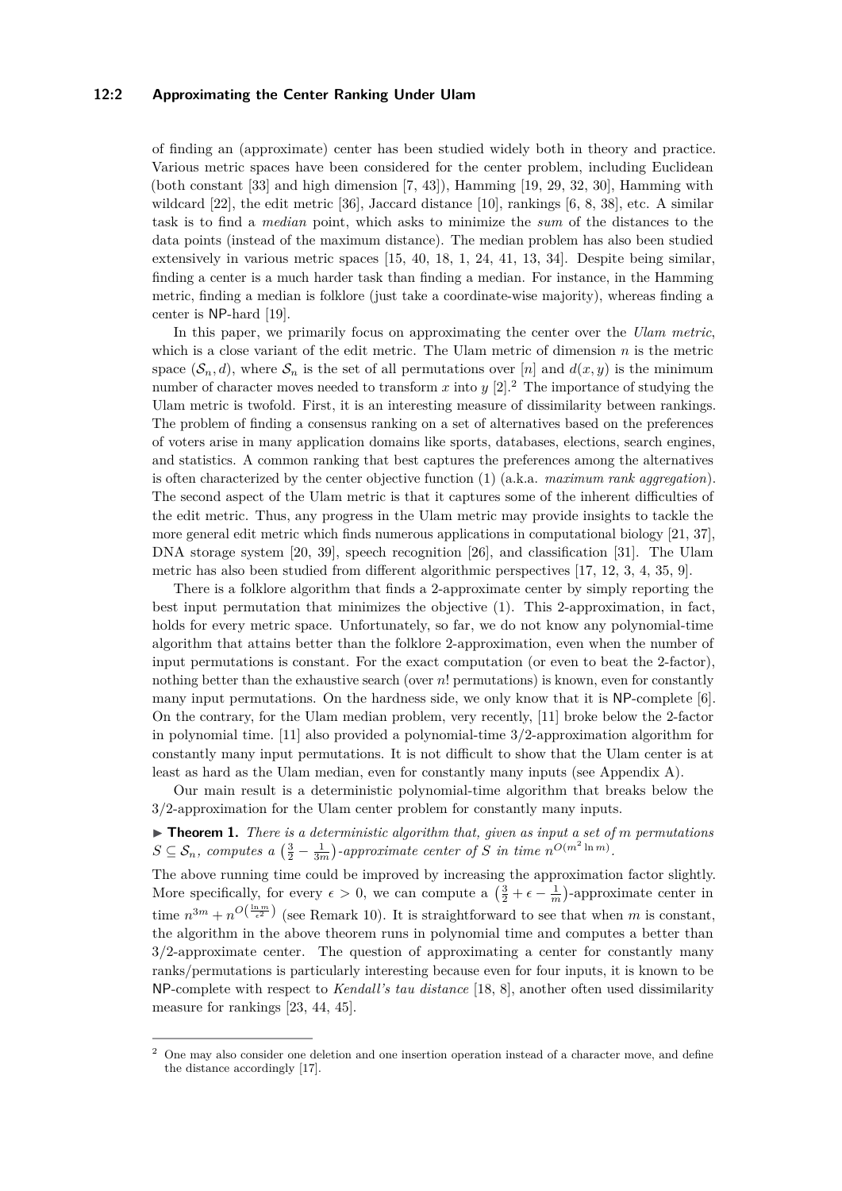of finding an (approximate) center has been studied widely both in theory and practice. Various metric spaces have been considered for the center problem, including Euclidean (both constant [33] and high dimension [7, 43]), Hamming [19, 29, 32, 30], Hamming with wildcard [22], the edit metric [36], Jaccard distance [10], rankings [6, 8, 38], etc. A similar task is to find a *median* point, which asks to minimize the *sum* of the distances to the data points (instead of the maximum distance). The median problem has also been studied extensively in various metric spaces [15, 40, 18, 1, 24, 41, 13, 34]. Despite being similar, finding a center is a much harder task than finding a median. For instance, in the Hamming metric, finding a median is folklore (just take a coordinate-wise majority), whereas finding a center is NP-hard [19].

In this paper, we primarily focus on approximating the center over the *Ulam metric*, which is a close variant of the edit metric. The Ulam metric of dimension $n$ is the metric space $(\mathcal{S}_n, d)$, where $\mathcal{S}_n$ is the set of all permutations over $[n]$ and $d(x, y)$ is the minimum number of character moves needed to transform $x$ into $y$ [2].[2] The importance of studying the Ulam metric is twofold. First, it is an interesting measure of dissimilarity between rankings. The problem of finding a consensus ranking on a set of alternatives based on the preferences of voters arise in many application domains like sports, databases, elections, search engines, and statistics. A common ranking that best captures the preferences among the alternatives is often characterized by the center objective function (1) (a.k.a. *maximum rank aggregation*). The second aspect of the Ulam metric is that it captures some of the inherent difficulties of the edit metric. Thus, any progress in the Ulam metric may provide insights to tackle the more general edit metric which finds numerous applications in computational biology [21, 37], DNA storage system [20, 39], speech recognition [26], and classification [31]. The Ulam metric has also been studied from different algorithmic perspectives [17, 12, 3, 4, 35, 9].

There is a folklore algorithm that finds a 2-approximate center by simply reporting the best input permutation that minimizes the objective (1). This 2-approximation, in fact, holds for every metric space. Unfortunately, so far, we do not know any polynomial-time algorithm that attains better than the folklore 2-approximation, even when the number of input permutations is constant. For the exact computation (or even to beat the 2-factor), nothing better than the exhaustive search (over $n!$ permutations) is known, even for constantly many input permutations. On the hardness side, we only know that it is NP-complete [6]. On the contrary, for the Ulam median problem, very recently, [11] broke below the 2-factor in polynomial time. [11] also provided a polynomial-time 3/2-approximation algorithm for constantly many input permutations. It is not difficult to show that the Ulam center is at least as hard as the Ulam median, even for constantly many inputs (see Appendix A).

Our main result is a deterministic polynomial-time algorithm that breaks below the 3/2-approximation for the Ulam center problem for constantly many inputs.

▶ **Theorem 1.** *There is a deterministic algorithm that, given as input a set of $m$ permutations $S \subseteq \mathcal{S}_n$, computes a $\left(\frac{3}{2} - \frac{1}{3m}\right)$-approximate center of $S$ in time $n^{O(m^2 \ln m)}$.*

The above running time could be improved by increasing the approximation factor slightly. More specifically, for every $\epsilon > 0$, we can compute a $\left(\frac{3}{2} + \epsilon - \frac{1}{m}\right)$-approximate center in time $n^{3m} + n^{O\left(\frac{\ln m}{\epsilon^2}\right)}$ (see Remark 10). It is straightforward to see that when $m$ is constant, the algorithm in the above theorem runs in polynomial time and computes a better than 3/2-approximate center. The question of approximating a center for constantly many ranks/permutations is particularly interesting because even for four inputs, it is known to be NP-complete with respect to *Kendall's tau distance* [18, 8], another often used dissimilarity measure for rankings [23, 44, 45].

[2] One may also consider one deletion and one insertion operation instead of a character move, and define the distance accordingly [17].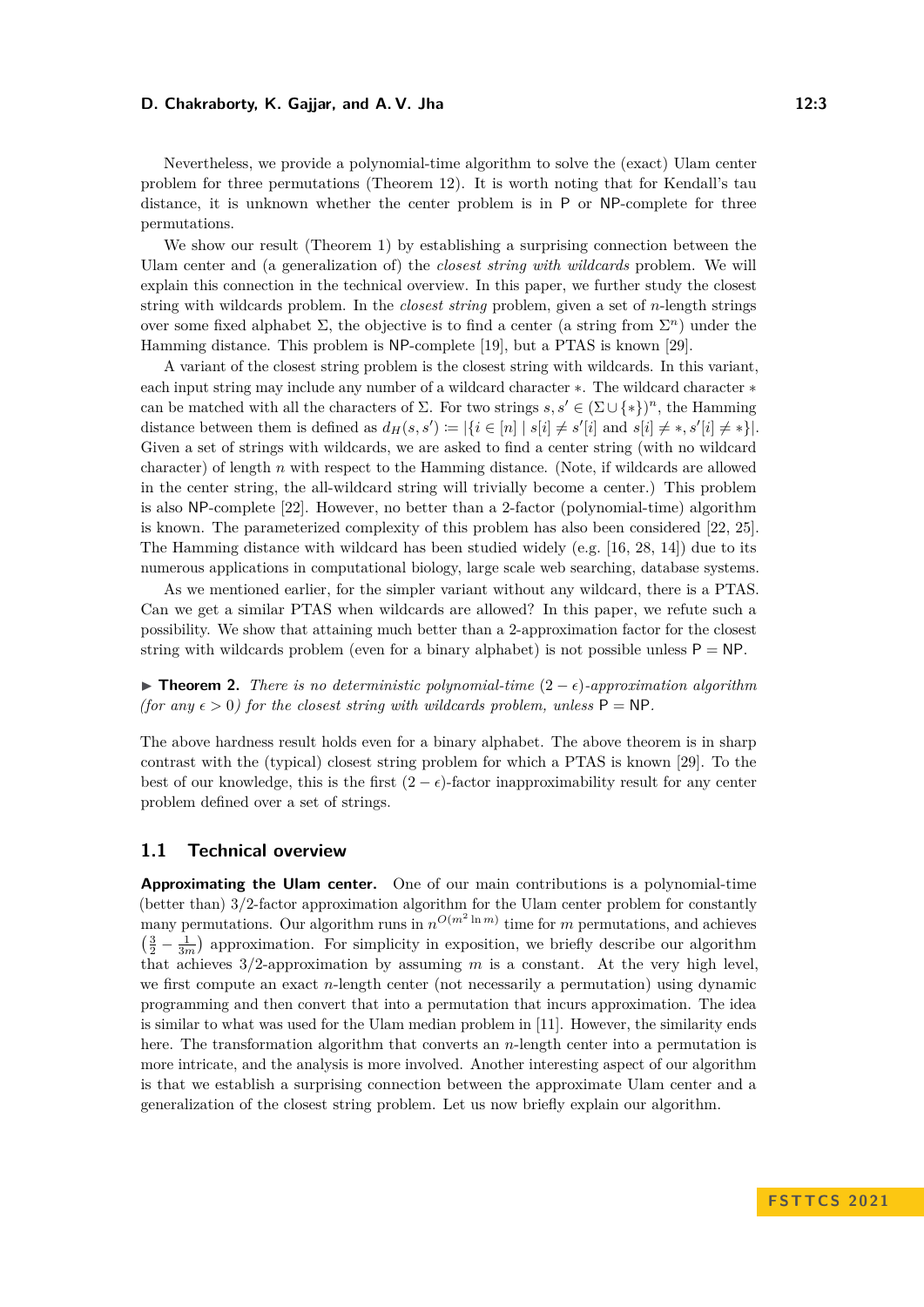Nevertheless, we provide a polynomial-time algorithm to solve the (exact) Ulam center problem for three permutations (Theorem 12). It is worth noting that for Kendall's tau distance, it is unknown whether the center problem is in P or NP-complete for three permutations.

We show our result (Theorem 1) by establishing a surprising connection between the Ulam center and (a generalization of) the *closest string with wildcards* problem. We will explain this connection in the technical overview. In this paper, we further study the closest string with wildcards problem. In the *closest string* problem, given a set of $n$-length strings over some fixed alphabet $\Sigma$, the objective is to find a center (a string from $\Sigma^n$) under the Hamming distance. This problem is NP-complete [19], but a PTAS is known [29].

A variant of the closest string problem is the closest string with wildcards. In this variant, each input string may include any number of a wildcard character $*$. The wildcard character $*$ can be matched with all the characters of $\Sigma$. For two strings $s, s' \in (\Sigma \cup \{*\})^n$, the Hamming distance between them is defined as $d_H(s, s') \coloneqq |\{i \in [n] \mid s[i] \neq s'[i] \text{ and } s[i] \neq *, s'[i] \neq *\}|$. Given a set of strings with wildcards, we are asked to find a center string (with no wildcard character) of length $n$ with respect to the Hamming distance. (Note, if wildcards are allowed in the center string, the all-wildcard string will trivially become a center.) This problem is also NP-complete [22]. However, no better than a 2-factor (polynomial-time) algorithm is known. The parameterized complexity of this problem has also been considered [22, 25]. The Hamming distance with wildcard has been studied widely (e.g. [16, 28, 14]) due to its numerous applications in computational biology, large scale web searching, database systems.

As we mentioned earlier, for the simpler variant without any wildcard, there is a PTAS. Can we get a similar PTAS when wildcards are allowed? In this paper, we refute such a possibility. We show that attaining much better than a 2-approximation factor for the closest string with wildcards problem (even for a binary alphabet) is not possible unless P = NP.

▶ **Theorem 2.** *There is no deterministic polynomial-time $(2 - \epsilon)$-approximation algorithm (for any $\epsilon > 0$) for the closest string with wildcards problem, unless* P = NP.

The above hardness result holds even for a binary alphabet. The above theorem is in sharp contrast with the (typical) closest string problem for which a PTAS is known [29]. To the best of our knowledge, this is the first $(2 - \epsilon)$-factor inapproximability result for any center problem defined over a set of strings.

## 1.1 Technical overview

**Approximating the Ulam center.** One of our main contributions is a polynomial-time (better than) 3/2-factor approximation algorithm for the Ulam center problem for constantly many permutations. Our algorithm runs in $n^{O(m^2 \ln m)}$ time for $m$ permutations, and achieves $\left(\frac{3}{2} - \frac{1}{3m}\right)$ approximation. For simplicity in exposition, we briefly describe our algorithm that achieves 3/2-approximation by assuming $m$ is a constant. At the very high level, we first compute an exact $n$-length center (not necessarily a permutation) using dynamic programming and then convert that into a permutation that incurs approximation. The idea is similar to what was used for the Ulam median problem in [11]. However, the similarity ends here. The transformation algorithm that converts an $n$-length center into a permutation is more intricate, and the analysis is more involved. Another interesting aspect of our algorithm is that we establish a surprising connection between the approximate Ulam center and a generalization of the closest string problem. Let us now briefly explain our algorithm.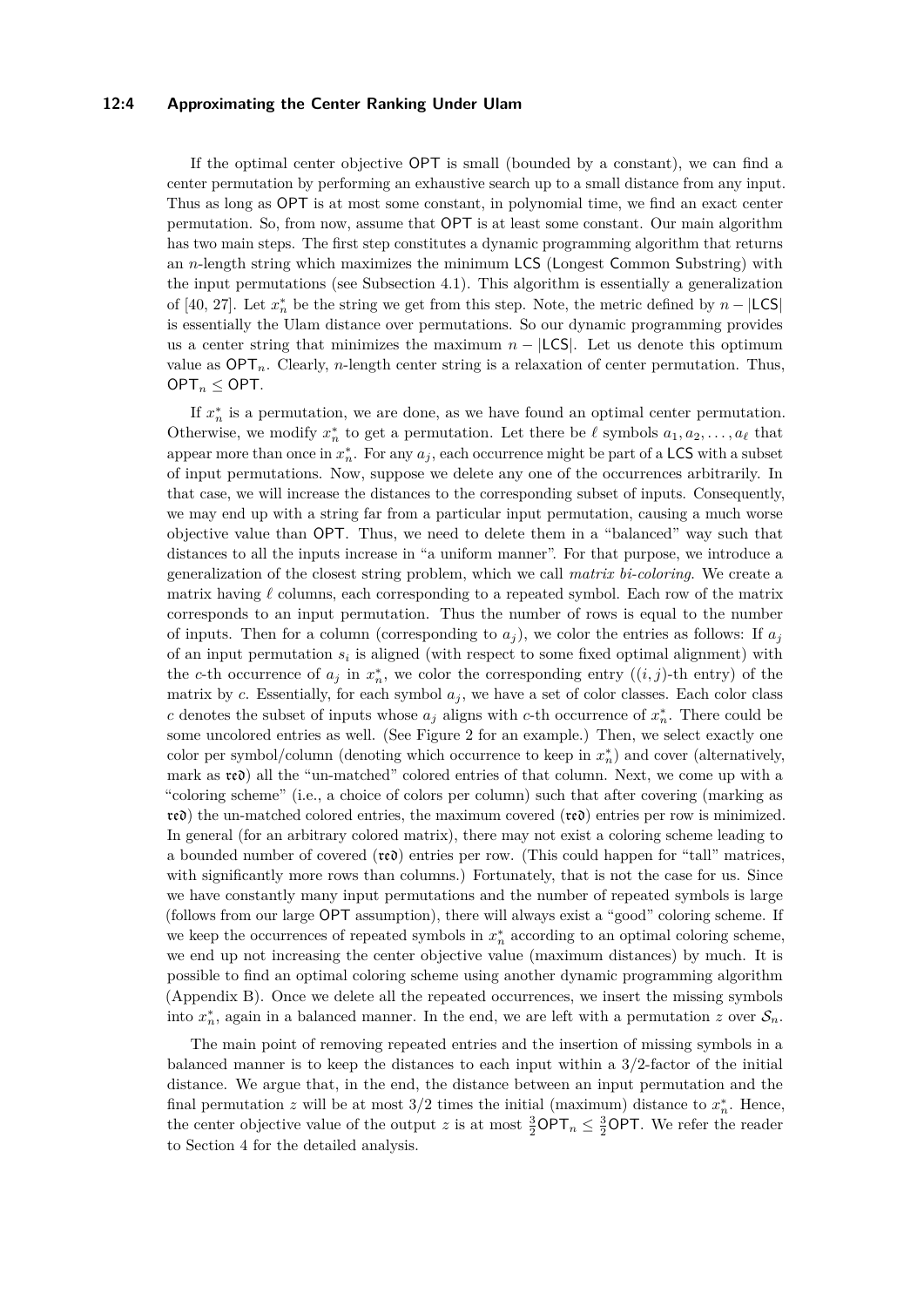If the optimal center objective OPT is small (bounded by a constant), we can find a center permutation by performing an exhaustive search up to a small distance from any input. Thus as long as OPT is at most some constant, in polynomial time, we find an exact center permutation. So, from now, assume that OPT is at least some constant. Our main algorithm has two main steps. The first step constitutes a dynamic programming algorithm that returns an $n$-length string which maximizes the minimum LCS (Longest Common Substring) with the input permutations (see Subsection 4.1). This algorithm is essentially a generalization of [40, 27]. Let $x_n^*$ be the string we get from this step. Note, the metric defined by $n - |\mathsf{LCS}|$ is essentially the Ulam distance over permutations. So our dynamic programming provides us a center string that minimizes the maximum $n - |\mathsf{LCS}|$. Let us denote this optimum value as $\mathsf{OPT}_n$. Clearly, $n$-length center string is a relaxation of center permutation. Thus, $\mathsf{OPT}_n \leq \mathsf{OPT}$.

If $x_n^*$ is a permutation, we are done, as we have found an optimal center permutation. Otherwise, we modify $x_n^*$ to get a permutation. Let there be $\ell$ symbols $a_1, a_2, \ldots, a_\ell$ that appear more than once in $x_n^*$. For any $a_j$, each occurrence might be part of a LCS with a subset of input permutations. Now, suppose we delete any one of the occurrences arbitrarily. In that case, we will increase the distances to the corresponding subset of inputs. Consequently, we may end up with a string far from a particular input permutation, causing a much worse objective value than OPT. Thus, we need to delete them in a "balanced" way such that distances to all the inputs increase in "a uniform manner". For that purpose, we introduce a generalization of the closest string problem, which we call *matrix bi-coloring*. We create a matrix having $\ell$ columns, each corresponding to a repeated symbol. Each row of the matrix corresponds to an input permutation. Thus the number of rows is equal to the number of inputs. Then for a column (corresponding to $a_j$), we color the entries as follows: If $a_j$ of an input permutation $s_i$ is aligned (with respect to some fixed optimal alignment) with the $c$-th occurrence of $a_j$ in $x_n^*$, we color the corresponding entry ($(i, j)$-th entry) of the matrix by $c$. Essentially, for each symbol $a_j$, we have a set of color classes. Each color class $c$ denotes the subset of inputs whose $a_j$ aligns with $c$-th occurrence of $x_n^*$. There could be some uncolored entries as well. (See Figure 2 for an example.) Then, we select exactly one color per symbol/column (denoting which occurrence to keep in $x_n^*$) and cover (alternatively, mark as $\mathfrak{red}$) all the "un-matched" colored entries of that column. Next, we come up with a "coloring scheme" (i.e., a choice of colors per column) such that after covering (marking as $\mathfrak{red}$) the un-matched colored entries, the maximum covered ($\mathfrak{red}$) entries per row is minimized. In general (for an arbitrary colored matrix), there may not exist a coloring scheme leading to a bounded number of covered ($\mathfrak{red}$) entries per row. (This could happen for "tall" matrices, with significantly more rows than columns.) Fortunately, that is not the case for us. Since we have constantly many input permutations and the number of repeated symbols is large (follows from our large OPT assumption), there will always exist a "good" coloring scheme. If we keep the occurrences of repeated symbols in $x_n^*$ according to an optimal coloring scheme, we end up not increasing the center objective value (maximum distances) by much. It is possible to find an optimal coloring scheme using another dynamic programming algorithm (Appendix B). Once we delete all the repeated occurrences, we insert the missing symbols into $x_n^*$, again in a balanced manner. In the end, we are left with a permutation $z$ over $\mathcal{S}_n$.

The main point of removing repeated entries and the insertion of missing symbols in a balanced manner is to keep the distances to each input within a 3/2-factor of the initial distance. We argue that, in the end, the distance between an input permutation and the final permutation $z$ will be at most 3/2 times the initial (maximum) distance to $x_n^*$. Hence, the center objective value of the output $z$ is at most $\frac{3}{2}\mathsf{OPT}_n \leq \frac{3}{2}\mathsf{OPT}$. We refer the reader to Section 4 for the detailed analysis.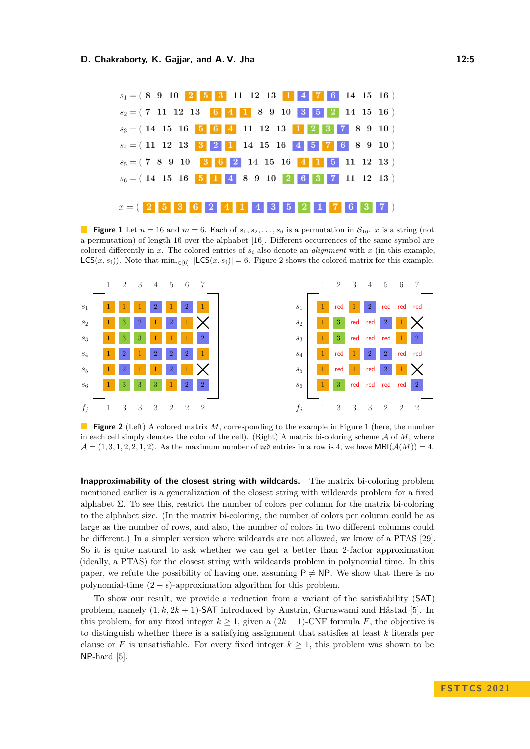$s_1 = (\ 8\ \ 9\ \ 10\ \ 2\ \ 5\ \ 3\ \ 11\ \ 12\ \ 13\ \ 1\ \ 4\ \ 7\ \ 6\ \ 14\ \ 15\ \ 16\ )$

$s_2 = (\ 7\ \ 11\ \ 12\ \ 13\ \ 6\ \ 4\ \ 1\ \ 8\ \ 9\ \ 10\ \ 3\ \ 5\ \ 2\ \ 14\ \ 15\ \ 16\ )$

$s_3 = (\ 14\ \ 15\ \ 16\ \ 5\ \ 6\ \ 4\ \ 11\ \ 12\ \ 13\ \ 1\ \ 2\ \ 3\ \ 7\ \ 8\ \ 9\ \ 10\ )$

$s_4 = (\ 11\ \ 12\ \ 13\ \ 3\ \ 2\ \ 1\ \ 14\ \ 15\ \ 16\ \ 4\ \ 5\ \ 7\ \ 6\ \ 8\ \ 9\ \ 10\ )$

$s_5 = (\ 7\ \ 8\ \ 9\ \ 10\ \ 3\ \ 6\ \ 2\ \ 14\ \ 15\ \ 16\ \ 4\ \ 1\ \ 5\ \ 11\ \ 12\ \ 13\ )$

$s_6 = (\ 14\ \ 15\ \ 16\ \ 5\ \ 1\ \ 4\ \ 8\ \ 9\ \ 10\ \ 2\ \ 6\ \ 3\ \ 7\ \ 11\ \ 12\ \ 13\ )$

$x = (\ 2\ \ 5\ \ 3\ \ 6\ \ 2\ \ 4\ \ 1\ \ 4\ \ 3\ \ 5\ \ 2\ \ 1\ \ 7\ \ 6\ \ 3\ \ 7\ )$

**Figure 1** Let $n = 16$ and $m = 6$. Each of $s_1, s_2, \ldots, s_6$ is a permutation in $\mathcal{S}_{16}$. $x$ is a string (not a permutation) of length 16 over the alphabet $[16]$. Different occurrences of the same symbol are colored differently in $x$. The colored entries of $s_i$ also denote an *alignment* with $x$ (in this example, $\mathsf{LCS}(x, s_i)$). Note that $\min_{i\in[6]} |\mathsf{LCS}(x, s_i)| = 6$. Figure 2 shows the colored matrix for this example.

| | 1 | 2 | 3 | 4 | 5 | 6 | 7 |
|---|---|---|---|---|---|---|---|
| $s_1$ | 1 | 1 | 1 | 2 | 1 | 2 | 1 |
| $s_2$ | 1 | 3 | 2 | 1 | 2 | 1 | × |
| $s_3$ | 1 | 3 | 3 | 1 | 1 | 1 | 2 |
| $s_4$ | 1 | 2 | 1 | 2 | 2 | 2 | 1 |
| $s_5$ | 1 | 2 | 1 | 1 | 2 | 1 | × |
| $s_6$ | 1 | 3 | 3 | 3 | 1 | 2 | 2 |
| $f_j$ | 1 | 3 | 3 | 3 | 2 | 2 | 2 |

| | 1 | 2 | 3 | 4 | 5 | 6 | 7 |
|---|---|---|---|---|---|---|---|
| $s_1$ | 1 | red | 1 | 2 | red | red | red |
| $s_2$ | 1 | 3 | red | red | 2 | 1 | × |
| $s_3$ | 1 | 3 | red | red | red | 1 | 2 |
| $s_4$ | 1 | red | 1 | 2 | 2 | red | red |
| $s_5$ | 1 | red | 1 | red | 2 | 1 | × |
| $s_6$ | 1 | 3 | red | red | red | red | 2 |
| $f_j$ | 1 | 3 | 3 | 3 | 2 | 2 | 2 |

**Figure 2** (Left) A colored matrix $M$, corresponding to the example in Figure 1 (here, the number in each cell simply denotes the color of the cell). (Right) A matrix bi-coloring scheme $\mathcal{A}$ of $M$, where $\mathcal{A} = (1, 3, 1, 2, 2, 1, 2)$. As the maximum number of $\mathfrak{red}$ entries in a row is 4, we have $\mathsf{MRI}(\mathcal{A}(M)) = 4$.

**Inapproximability of the closest string with wildcards.** The matrix bi-coloring problem mentioned earlier is a generalization of the closest string with wildcards problem for a fixed alphabet $\Sigma$. To see this, restrict the number of colors per column for the matrix bi-coloring to the alphabet size. (In the matrix bi-coloring, the number of colors per column could be as large as the number of rows, and also, the number of colors in two different columns could be different.) In a simpler version where wildcards are not allowed, we know of a PTAS [29]. So it is quite natural to ask whether we can get a better than 2-factor approximation (ideally, a PTAS) for the closest string with wildcards problem in polynomial time. In this paper, we refute the possibility of having one, assuming $\mathsf{P} \neq \mathsf{NP}$. We show that there is no polynomial-time $(2-\epsilon)$-approximation algorithm for this problem.

To show our result, we provide a reduction from a variant of the satisfiability ($\mathsf{SAT}$) problem, namely $(1, k, 2k+1)$-$\mathsf{SAT}$ introduced by Austrin, Guruswami and Håstad [5]. In this problem, for any fixed integer $k \geq 1$, given a $(2k+1)$-CNF formula $F$, the objective is to distinguish whether there is a satisfying assignment that satisfies at least $k$ literals per clause or $F$ is unsatisfiable. For every fixed integer $k \geq 1$, this problem was shown to be $\mathsf{NP}$-hard [5].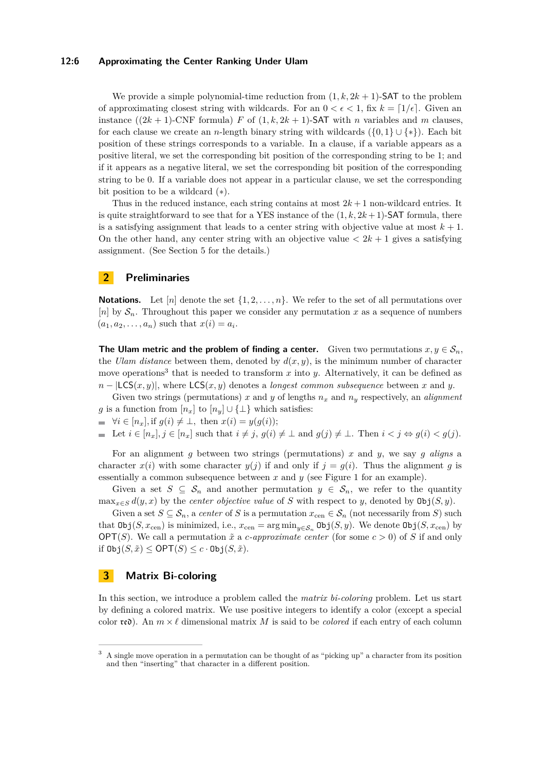We provide a simple polynomial-time reduction from $(1, k, 2k+1)$-SAT to the problem of approximating closest string with wildcards. For an $0 < \epsilon < 1$, fix $k = \lceil 1/\epsilon \rceil$. Given an instance ($(2k+1)$-CNF formula) $F$ of $(1, k, 2k+1)$-SAT with $n$ variables and $m$ clauses, for each clause we create an $n$-length binary string with wildcards ($\{0,1\} \cup \{*\}$). Each bit position of these strings corresponds to a variable. In a clause, if a variable appears as a positive literal, we set the corresponding bit position of the corresponding string to be 1; and if it appears as a negative literal, we set the corresponding bit position of the corresponding string to be 0. If a variable does not appear in a particular clause, we set the corresponding bit position to be a wildcard ($*$).

Thus in the reduced instance, each string contains at most $2k+1$ non-wildcard entries. It is quite straightforward to see that for a YES instance of the $(1, k, 2k+1)$-SAT formula, there is a satisfying assignment that leads to a center string with objective value at most $k+1$. On the other hand, any center string with an objective value $< 2k+1$ gives a satisfying assignment. (See Section 5 for the details.)

## 2 Preliminaries

**Notations.** Let $[n]$ denote the set $\{1, 2, \ldots, n\}$. We refer to the set of all permutations over $[n]$ by $\mathcal{S}_n$. Throughout this paper we consider any permutation $x$ as a sequence of numbers $(a_1, a_2, \ldots, a_n)$ such that $x(i) = a_i$.

**The Ulam metric and the problem of finding a center.** Given two permutations $x, y \in \mathcal{S}_n$, the *Ulam distance* between them, denoted by $d(x, y)$, is the minimum number of character move operations[3] that is needed to transform $x$ into $y$. Alternatively, it can be defined as $n - |\mathsf{LCS}(x, y)|$, where $\mathsf{LCS}(x, y)$ denotes a *longest common subsequence* between $x$ and $y$.

Given two strings (permutations) $x$ and $y$ of lengths $n_x$ and $n_y$ respectively, an *alignment* $g$ is a function from $[n_x]$ to $[n_y] \cup \{\perp\}$ which satisfies:

- $\forall i \in [n_x]$, if $g(i) \neq \perp$, then $x(i) = y(g(i))$;
- Let $i \in [n_x], j \in [n_x]$ such that $i \neq j$, $g(i) \neq \perp$ and $g(j) \neq \perp$. Then $i < j \Leftrightarrow g(i) < g(j)$.

For an alignment $g$ between two strings (permutations) $x$ and $y$, we say $g$ *aligns* a character $x(i)$ with some character $y(j)$ if and only if $j = g(i)$. Thus the alignment $g$ is essentially a common subsequence between $x$ and $y$ (see Figure 1 for an example).

Given a set $S \subseteq \mathcal{S}_n$ and another permutation $y \in \mathcal{S}_n$, we refer to the quantity $\max_{x \in S} d(y, x)$ by the *center objective value* of $S$ with respect to $y$, denoted by $\mathtt{Obj}(S, y)$.

Given a set $S \subseteq \mathcal{S}_n$, a *center* of $S$ is a permutation $x_{\text{cen}} \in \mathcal{S}_n$ (not necessarily from $S$) such that $\mathtt{Obj}(S, x_{\text{cen}})$ is minimized, i.e., $x_{\text{cen}} = \arg\min_{y \in \mathcal{S}_n} \mathtt{Obj}(S, y)$. We denote $\mathtt{Obj}(S, x_{\text{cen}})$ by $\mathsf{OPT}(S)$. We call a permutation $\tilde{x}$ a *$c$-approximate center* (for some $c > 0$) of $S$ if and only if $\mathtt{Obj}(S, \tilde{x}) \leq \mathsf{OPT}(S) \leq c \cdot \mathtt{Obj}(S, \tilde{x})$.

## 3 Matrix Bi-coloring

In this section, we introduce a problem called the *matrix bi-coloring* problem. Let us start by defining a colored matrix. We use positive integers to identify a color (except a special color $\mathfrak{red}$). An $m \times \ell$ dimensional matrix $M$ is said to be *colored* if each entry of each column

[3] A single move operation in a permutation can be thought of as "picking up" a character from its position and then "inserting" that character in a different position.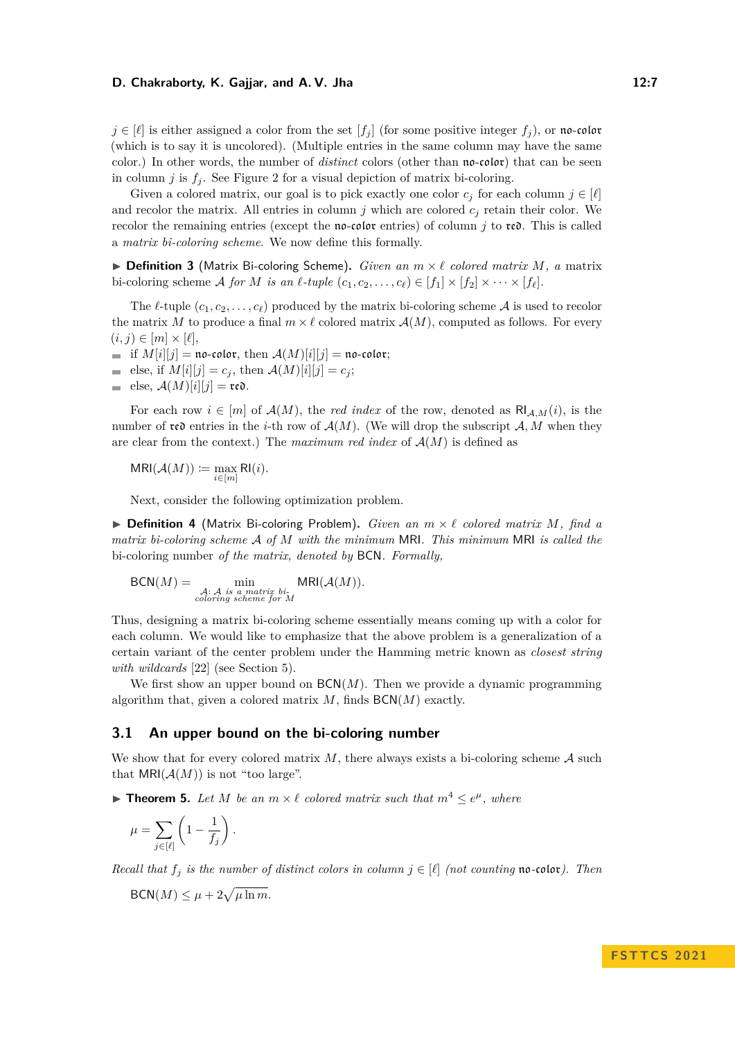$j \in [\ell]$ is either assigned a color from the set $[f_j]$ (for some positive integer $f_j$), or $\mathfrak{no\text{-}color}$ (which is to say it is uncolored). (Multiple entries in the same column may have the same color.) In other words, the number of *distinct* colors (other than $\mathfrak{no\text{-}color}$) that can be seen in column $j$ is $f_j$. See Figure 2 for a visual depiction of matrix bi-coloring.

Given a colored matrix, our goal is to pick exactly one color $c_j$ for each column $j \in [\ell]$ and recolor the matrix. All entries in column $j$ which are colored $c_j$ retain their color. We recolor the remaining entries (except the $\mathfrak{no\text{-}color}$ entries) of column $j$ to $\mathfrak{red}$. This is called a *matrix bi-coloring scheme*. We now define this formally.

▶ **Definition 3** (Matrix Bi-coloring Scheme). *Given an $m \times \ell$ colored matrix $M$, a* matrix bi-coloring scheme *$\mathcal{A}$ for $M$ is an $\ell$-tuple $(c_1, c_2, \dots, c_\ell) \in [f_1] \times [f_2] \times \cdots \times [f_\ell]$.*

The $\ell$-tuple $(c_1, c_2, \dots, c_\ell)$ produced by the matrix bi-coloring scheme $\mathcal{A}$ is used to recolor the matrix $M$ to produce a final $m \times \ell$ colored matrix $\mathcal{A}(M)$, computed as follows. For every $(i, j) \in [m] \times [\ell]$,

- if $M[i][j] = \mathfrak{no\text{-}color}$, then $\mathcal{A}(M)[i][j] = \mathfrak{no\text{-}color}$;
- else, if $M[i][j] = c_j$, then $\mathcal{A}(M)[i][j] = c_j$;
- else, $\mathcal{A}(M)[i][j] = \mathfrak{red}$.

For each row $i \in [m]$ of $\mathcal{A}(M)$, the *red index* of the row, denoted as $\mathsf{RI}_{\mathcal{A},M}(i)$, is the number of $\mathfrak{red}$ entries in the $i$-th row of $\mathcal{A}(M)$. (We will drop the subscript $\mathcal{A}, M$ when they are clear from the context.) The *maximum red index* of $\mathcal{A}(M)$ is defined as

$$\mathsf{MRI}(\mathcal{A}(M)) \coloneqq \max_{i \in [m]} \mathsf{RI}(i).$$

Next, consider the following optimization problem.

▶ **Definition 4** (Matrix Bi-coloring Problem). *Given an $m \times \ell$ colored matrix $M$, find a matrix bi-coloring scheme $\mathcal{A}$ of $M$ with the minimum* MRI. *This minimum* MRI *is called the* bi-coloring number *of the matrix, denoted by* BCN. *Formally,*

$$\mathsf{BCN}(M) = \min_{\substack{\mathcal{A}:\ \mathcal{A} \text{ is a matrix bi-}\\ \text{coloring scheme for } M}} \mathsf{MRI}(\mathcal{A}(M)).$$

Thus, designing a matrix bi-coloring scheme essentially means coming up with a color for each column. We would like to emphasize that the above problem is a generalization of a certain variant of the center problem under the Hamming metric known as *closest string with wildcards* [22] (see Section 5).

We first show an upper bound on $\mathsf{BCN}(M)$. Then we provide a dynamic programming algorithm that, given a colored matrix $M$, finds $\mathsf{BCN}(M)$ exactly.

## 3.1 An upper bound on the bi-coloring number

We show that for every colored matrix $M$, there always exists a bi-coloring scheme $\mathcal{A}$ such that $\mathsf{MRI}(\mathcal{A}(M))$ is not "too large".

▶ **Theorem 5.** *Let $M$ be an $m \times \ell$ colored matrix such that $m^4 \leq e^\mu$, where*

$$\mu = \sum_{j \in [\ell]} \left(1 - \frac{1}{f_j}\right).$$

*Recall that $f_j$ is the number of distinct colors in column $j \in [\ell]$ (not counting $\mathfrak{no\text{-}color}$). Then*

$$\mathsf{BCN}(M) \leq \mu + 2\sqrt{\mu \ln m}.$$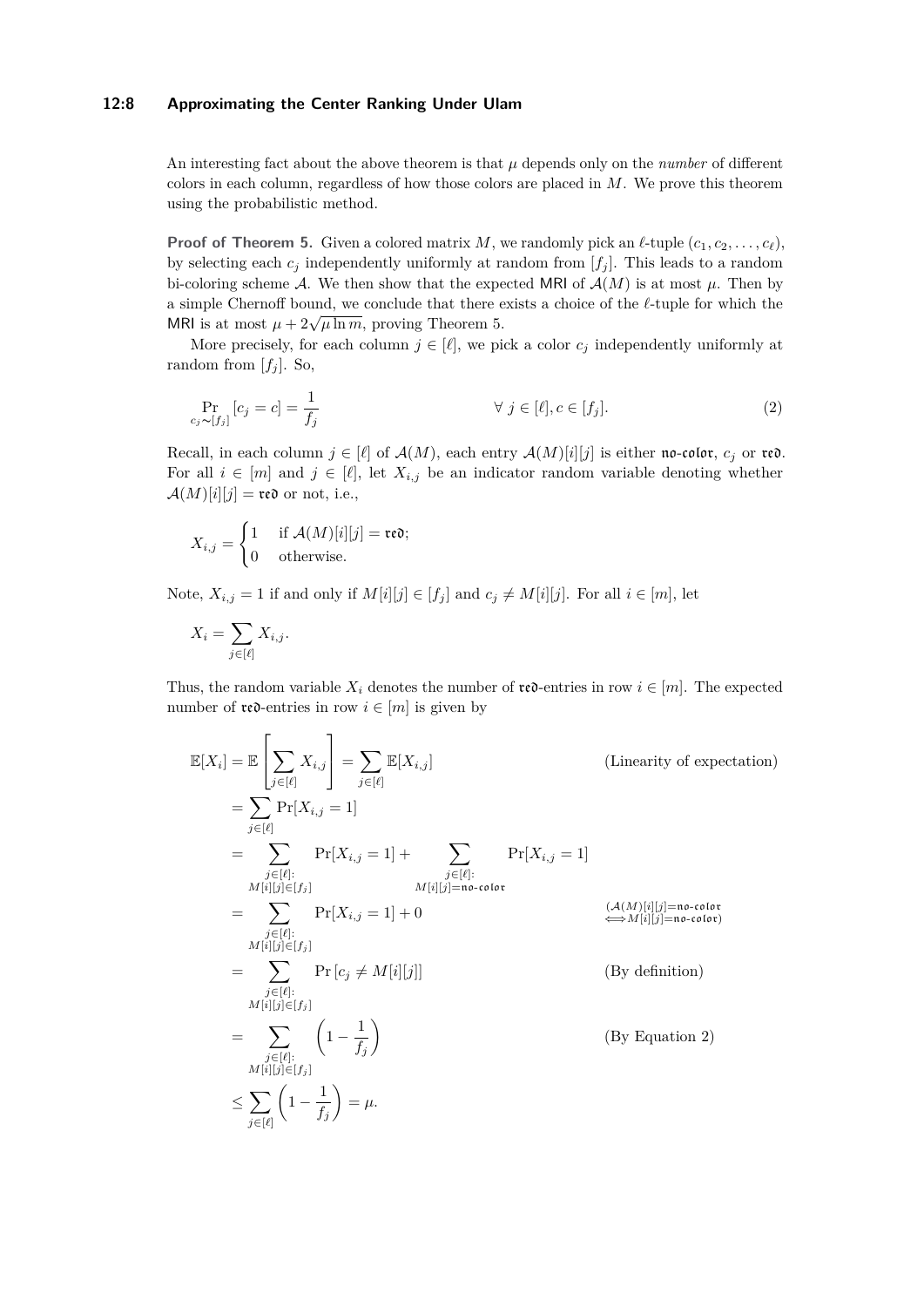An interesting fact about the above theorem is that $\mu$ depends only on the *number* of different colors in each column, regardless of how those colors are placed in $M$. We prove this theorem using the probabilistic method.

**Proof of Theorem 5.** Given a colored matrix $M$, we randomly pick an $\ell$-tuple $(c_1, c_2, \ldots, c_\ell)$, by selecting each $c_j$ independently uniformly at random from $[f_j]$. This leads to a random bi-coloring scheme $\mathcal{A}$. We then show that the expected MRI of $\mathcal{A}(M)$ is at most $\mu$. Then by a simple Chernoff bound, we conclude that there exists a choice of the $\ell$-tuple for which the MRI is at most $\mu + 2\sqrt{\mu \ln m}$, proving Theorem 5.

More precisely, for each column $j \in [\ell]$, we pick a color $c_j$ independently uniformly at random from $[f_j]$. So,

$$\Pr_{c_j \sim [f_j]}[c_j = c] = \frac{1}{f_j} \qquad \forall\, j \in [\ell], c \in [f_j]. \tag{2}$$

Recall, in each column $j \in [\ell]$ of $\mathcal{A}(M)$, each entry $\mathcal{A}(M)[i][j]$ is either $\mathfrak{no\text{-}color}$, $c_j$ or $\mathfrak{red}$. For all $i \in [m]$ and $j \in [\ell]$, let $X_{i,j}$ be an indicator random variable denoting whether $\mathcal{A}(M)[i][j] = \mathfrak{red}$ or not, i.e.,

$$X_{i,j} = \begin{cases} 1 & \text{if } \mathcal{A}(M)[i][j] = \mathfrak{red}; \\ 0 & \text{otherwise.} \end{cases}$$

Note, $X_{i,j} = 1$ if and only if $M[i][j] \in [f_j]$ and $c_j \neq M[i][j]$. For all $i \in [m]$, let

$$X_i = \sum_{j \in [\ell]} X_{i,j}.$$

Thus, the random variable $X_i$ denotes the number of $\mathfrak{red}$-entries in row $i \in [m]$. The expected number of $\mathfrak{red}$-entries in row $i \in [m]$ is given by

$$\begin{aligned}
\mathbb{E}[X_i] &= \mathbb{E}\left[\sum_{j \in [\ell]} X_{i,j}\right] = \sum_{j \in [\ell]} \mathbb{E}[X_{i,j}] && \text{(Linearity of expectation)} \\
&= \sum_{j \in [\ell]} \Pr[X_{i,j} = 1] \\
&= \sum_{\substack{j \in [\ell]: \\ M[i][j] \in [f_j]}} \Pr[X_{i,j} = 1] + \sum_{\substack{j \in [\ell]: \\ M[i][j] = \mathfrak{no\text{-}color}}} \Pr[X_{i,j} = 1] \\
&= \sum_{\substack{j \in [\ell]: \\ M[i][j] \in [f_j]}} \Pr[X_{i,j} = 1] + 0 && \scriptstyle (\mathcal{A}(M)[i][j] = \mathfrak{no\text{-}color} \iff M[i][j] = \mathfrak{no\text{-}color}) \\
&= \sum_{\substack{j \in [\ell]: \\ M[i][j] \in [f_j]}} \Pr\left[c_j \neq M[i][j]\right] && \text{(By definition)} \\
&= \sum_{\substack{j \in [\ell]: \\ M[i][j] \in [f_j]}} \left(1 - \frac{1}{f_j}\right) && \text{(By Equation 2)} \\
&\leq \sum_{j \in [\ell]} \left(1 - \frac{1}{f_j}\right) = \mu.
\end{aligned}$$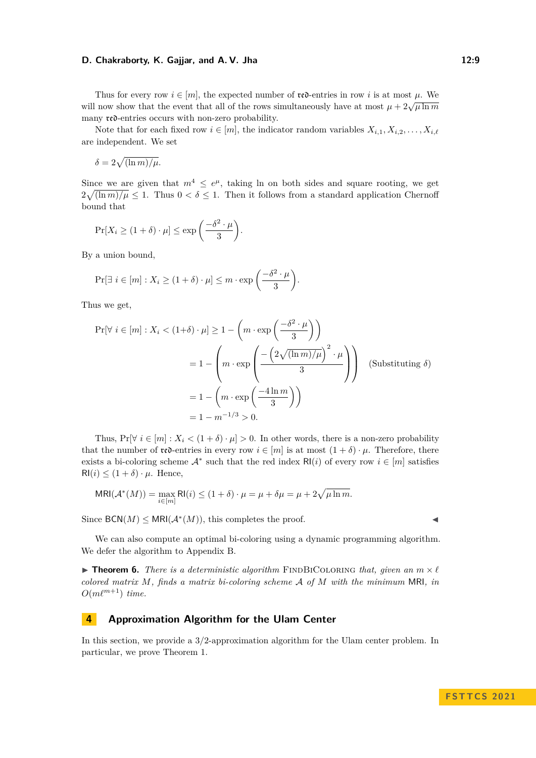Thus for every row $i \in [m]$, the expected number of $\mathfrak{red}$-entries in row $i$ is at most $\mu$. We will now show that the event that all of the rows simultaneously have at most $\mu + 2\sqrt{\mu \ln m}$ many $\mathfrak{red}$-entries occurs with non-zero probability.

Note that for each fixed row $i \in [m]$, the indicator random variables $X_{i,1}, X_{i,2}, \ldots, X_{i,\ell}$ are independent. We set

$$\delta = 2\sqrt{(\ln m)/\mu}.$$

Since we are given that $m^4 \leq e^{\mu}$, taking ln on both sides and square rooting, we get $2\sqrt{(\ln m)/\mu} \leq 1$. Thus $0 < \delta \leq 1$. Then it follows from a standard application Chernoff bound that

$$\Pr[X_i \geq (1+\delta) \cdot \mu] \leq \exp\left(\frac{-\delta^2 \cdot \mu}{3}\right).$$

By a union bound,

$$\Pr[\exists\ i \in [m] : X_i \geq (1+\delta) \cdot \mu] \leq m \cdot \exp\left(\frac{-\delta^2 \cdot \mu}{3}\right).$$

Thus we get,

$$\begin{aligned}
\Pr[\forall\ i \in [m] : X_i < (1+\delta) \cdot \mu] &\geq 1 - \left(m \cdot \exp\left(\frac{-\delta^2 \cdot \mu}{3}\right)\right) \\
&= 1 - \left(m \cdot \exp\left(\frac{-\left(2\sqrt{(\ln m)/\mu}\right)^2 \cdot \mu}{3}\right)\right) \quad \text{(Substituting } \delta\text{)} \\
&= 1 - \left(m \cdot \exp\left(\frac{-4\ln m}{3}\right)\right) \\
&= 1 - m^{-1/3} > 0.
\end{aligned}$$

Thus, $\Pr[\forall\ i \in [m] : X_i < (1+\delta) \cdot \mu] > 0$. In other words, there is a non-zero probability that the number of $\mathfrak{red}$-entries in every row $i \in [m]$ is at most $(1+\delta) \cdot \mu$. Therefore, there exists a bi-coloring scheme $\mathcal{A}^*$ such that the red index $\mathsf{RI}(i)$ of every row $i \in [m]$ satisfies $\mathsf{RI}(i) \leq (1+\delta) \cdot \mu$. Hence,

$$\mathsf{MRI}(\mathcal{A}^*(M)) = \max_{i \in [m]} \mathsf{RI}(i) \leq (1+\delta) \cdot \mu = \mu + \delta\mu = \mu + 2\sqrt{\mu \ln m}.$$

Since $\mathsf{BCN}(M) \leq \mathsf{MRI}(\mathcal{A}^*(M))$, this completes the proof. ◀

We can also compute an optimal bi-coloring using a dynamic programming algorithm. We defer the algorithm to Appendix B.

▶ **Theorem 6.** *There is a deterministic algorithm* FindBiColoring *that, given an $m \times \ell$ colored matrix $M$, finds a matrix bi-coloring scheme $\mathcal{A}$ of $M$ with the minimum* $\mathsf{MRI}$*, in $O(m\ell^{m+1})$ time.*

## 4 Approximation Algorithm for the Ulam Center

In this section, we provide a 3/2-approximation algorithm for the Ulam center problem. In particular, we prove Theorem 1.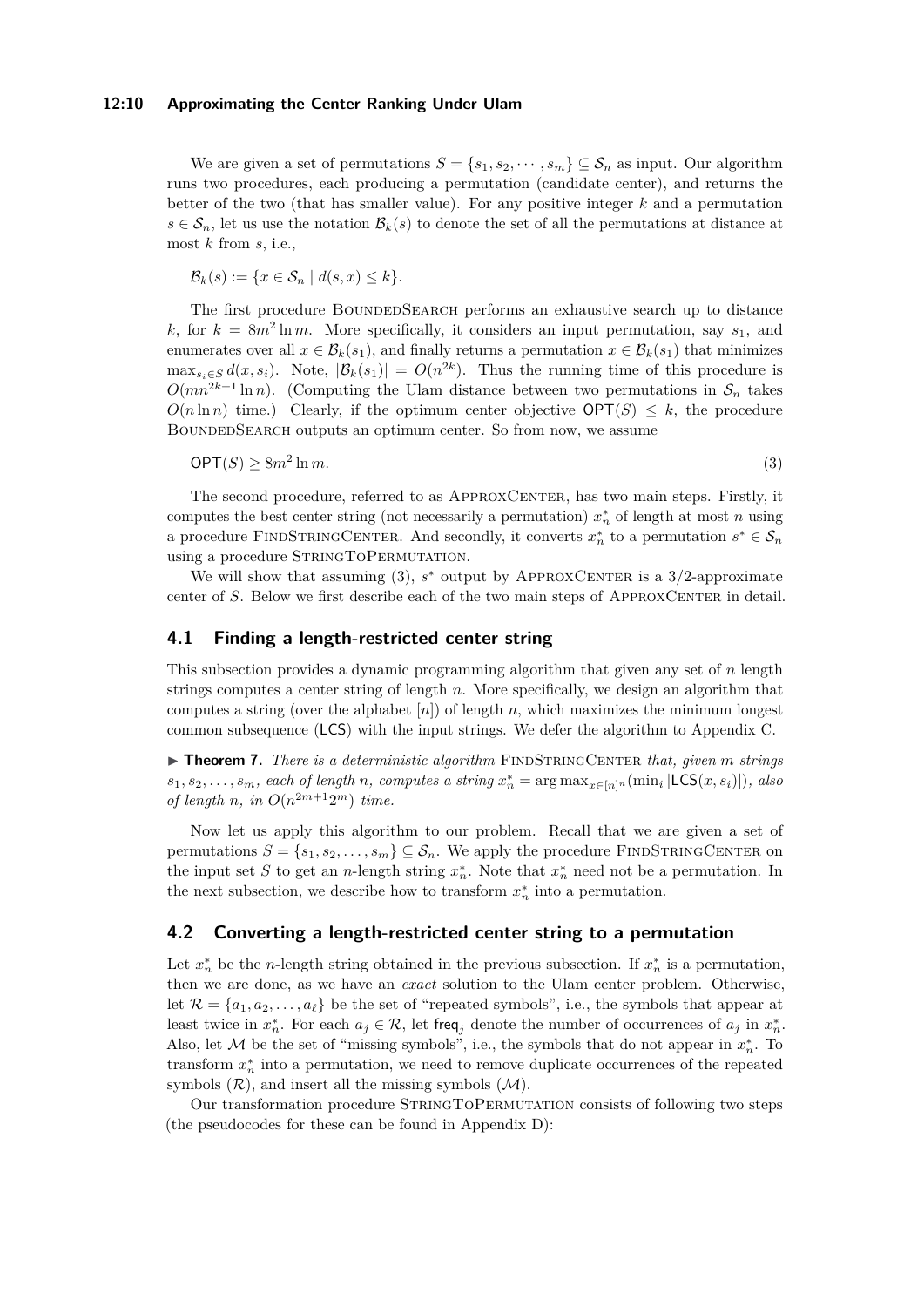We are given a set of permutations $S = \{s_1, s_2, \cdots, s_m\} \subseteq \mathcal{S}_n$ as input. Our algorithm runs two procedures, each producing a permutation (candidate center), and returns the better of the two (that has smaller value). For any positive integer $k$ and a permutation $s \in \mathcal{S}_n$, let us use the notation $\mathcal{B}_k(s)$ to denote the set of all the permutations at distance at most $k$ from $s$, i.e.,

$$\mathcal{B}_k(s) := \{x \in \mathcal{S}_n \mid d(s, x) \leq k\}.$$

The first procedure BoundedSearch performs an exhaustive search up to distance $k$, for $k = 8m^2 \ln m$. More specifically, it considers an input permutation, say $s_1$, and enumerates over all $x \in \mathcal{B}_k(s_1)$, and finally returns a permutation $x \in \mathcal{B}_k(s_1)$ that minimizes $\max_{s_i \in S} d(x, s_i)$. Note, $|\mathcal{B}_k(s_1)| = O(n^{2k})$. Thus the running time of this procedure is $O(mn^{2k+1} \ln n)$. (Computing the Ulam distance between two permutations in $\mathcal{S}_n$ takes $O(n \ln n)$ time.) Clearly, if the optimum center objective $\mathsf{OPT}(S) \leq k$, the procedure BoundedSearch outputs an optimum center. So from now, we assume

$$\mathsf{OPT}(S) \geq 8m^2 \ln m. \tag{3}$$

The second procedure, referred to as ApproxCenter, has two main steps. Firstly, it computes the best center string (not necessarily a permutation) $x_n^*$ of length at most $n$ using a procedure FindStringCenter. And secondly, it converts $x_n^*$ to a permutation $s^* \in \mathcal{S}_n$ using a procedure StringToPermutation.

We will show that assuming (3), $s^*$ output by ApproxCenter is a 3/2-approximate center of $S$. Below we first describe each of the two main steps of ApproxCenter in detail.

## 4.1 Finding a length-restricted center string

This subsection provides a dynamic programming algorithm that given any set of $n$ length strings computes a center string of length $n$. More specifically, we design an algorithm that computes a string (over the alphabet $[n]$) of length $n$, which maximizes the minimum longest common subsequence ($\mathsf{LCS}$) with the input strings. We defer the algorithm to Appendix C.

▶ **Theorem 7.** *There is a deterministic algorithm* FindStringCenter *that, given $m$ strings $s_1, s_2, \ldots, s_m$, each of length $n$, computes a string $x_n^* = \arg\max_{x \in [n]^n}(\min_i |\mathsf{LCS}(x, s_i)|)$, also of length $n$, in $O(n^{2m+1} 2^m)$ time.*

Now let us apply this algorithm to our problem. Recall that we are given a set of permutations $S = \{s_1, s_2, \ldots, s_m\} \subseteq \mathcal{S}_n$. We apply the procedure FindStringCenter on the input set $S$ to get an $n$-length string $x_n^*$. Note that $x_n^*$ need not be a permutation. In the next subsection, we describe how to transform $x_n^*$ into a permutation.

## 4.2 Converting a length-restricted center string to a permutation

Let $x_n^*$ be the $n$-length string obtained in the previous subsection. If $x_n^*$ is a permutation, then we are done, as we have an *exact* solution to the Ulam center problem. Otherwise, let $\mathcal{R} = \{a_1, a_2, \ldots, a_\ell\}$ be the set of "repeated symbols", i.e., the symbols that appear at least twice in $x_n^*$. For each $a_j \in \mathcal{R}$, let $\mathsf{freq}_j$ denote the number of occurrences of $a_j$ in $x_n^*$. Also, let $\mathcal{M}$ be the set of "missing symbols", i.e., the symbols that do not appear in $x_n^*$. To transform $x_n^*$ into a permutation, we need to remove duplicate occurrences of the repeated symbols ($\mathcal{R}$), and insert all the missing symbols ($\mathcal{M}$).

Our transformation procedure StringToPermutation consists of following two steps (the pseudocodes for these can be found in Appendix D):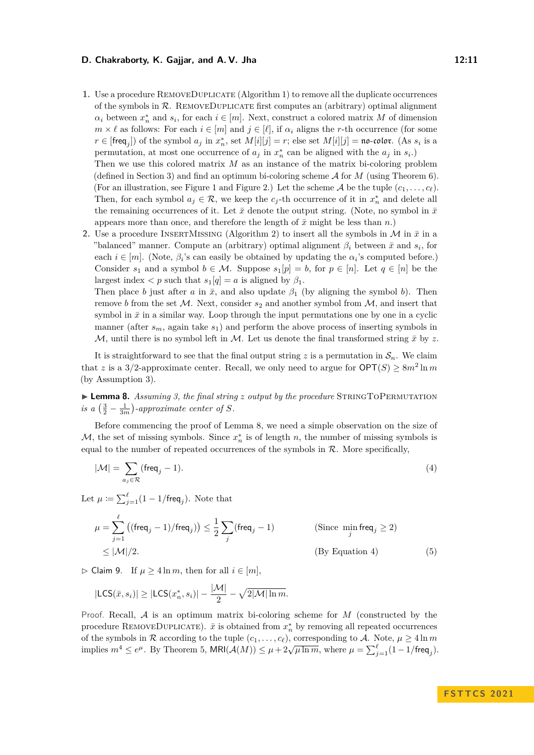1. Use a procedure RemoveDuplicate (Algorithm 1) to remove all the duplicate occurrences of the symbols in $\mathcal{R}$. RemoveDuplicate first computes an (arbitrary) optimal alignment $\alpha_i$ between $x_n^*$ and $s_i$, for each $i \in [m]$. Next, construct a colored matrix $M$ of dimension $m \times \ell$ as follows: For each $i \in [m]$ and $j \in [\ell]$, if $\alpha_i$ aligns the $r$-th occurrence (for some $r \in [\mathsf{freq}_j]$) of the symbol $a_j$ in $x_n^*$, set $M[i][j] = r$; else set $M[i][j] = \mathfrak{no\text{-}color}$. (As $s_i$ is a permutation, at most one occurrence of $a_j$ in $x_n^*$ can be aligned with the $a_j$ in $s_i$.)
   Then we use this colored matrix $M$ as an instance of the matrix bi-coloring problem (defined in Section 3) and find an optimum bi-coloring scheme $\mathcal{A}$ for $M$ (using Theorem 6). (For an illustration, see Figure 1 and Figure 2.) Let the scheme $\mathcal{A}$ be the tuple $(c_1, \dots, c_\ell)$. Then, for each symbol $a_j \in \mathcal{R}$, we keep the $c_j$-th occurrence of it in $x_n^*$ and delete all the remaining occurrences of it. Let $\bar{x}$ denote the output string. (Note, no symbol in $\bar{x}$ appears more than once, and therefore the length of $\bar{x}$ might be less than $n$.)
2. Use a procedure InsertMissing (Algorithm 2) to insert all the symbols in $\mathcal{M}$ in $\bar{x}$ in a "balanced" manner. Compute an (arbitrary) optimal alignment $\beta_i$ between $\bar{x}$ and $s_i$, for each $i \in [m]$. (Note, $\beta_i$'s can easily be obtained by updating the $\alpha_i$'s computed before.) Consider $s_1$ and a symbol $b \in \mathcal{M}$. Suppose $s_1[p] = b$, for $p \in [n]$. Let $q \in [n]$ be the largest index $< p$ such that $s_1[q] = a$ is aligned by $\beta_1$.
   Then place $b$ just after $a$ in $\bar{x}$, and also update $\beta_1$ (by aligning the symbol $b$). Then remove $b$ from the set $\mathcal{M}$. Next, consider $s_2$ and another symbol from $\mathcal{M}$, and insert that symbol in $\bar{x}$ in a similar way. Loop through the input permutations one by one in a cyclic manner (after $s_m$, again take $s_1$) and perform the above process of inserting symbols in $\mathcal{M}$, until there is no symbol left in $\mathcal{M}$. Let us denote the final transformed string $\bar{x}$ by $z$.

It is straightforward to see that the final output string $z$ is a permutation in $\mathcal{S}_n$. We claim that $z$ is a 3/2-approximate center. Recall, we only need to argue for $\mathsf{OPT}(S) \geq 8m^2 \ln m$ (by Assumption 3).

▶ **Lemma 8.** *Assuming 3, the final string $z$ output by the procedure* StringToPermutation *is a $\left(\frac{3}{2} - \frac{1}{3m}\right)$-approximate center of $S$.*

Before commencing the proof of Lemma 8, we need a simple observation on the size of $\mathcal{M}$, the set of missing symbols. Since $x_n^*$ is of length $n$, the number of missing symbols is equal to the number of repeated occurrences of the symbols in $\mathcal{R}$. More specifically,

$$|\mathcal{M}| = \sum_{a_j \in \mathcal{R}} (\mathsf{freq}_j - 1). \tag{4}$$

Let $\mu := \sum_{j=1}^{\ell} (1 - 1/\mathsf{freq}_j)$. Note that

$$\begin{aligned}
\mu &= \sum_{j=1}^{\ell} \left((\mathsf{freq}_j - 1)/\mathsf{freq}_j)\right) \leq \frac{1}{2} \sum_j (\mathsf{freq}_j - 1) && \text{(Since } \min_j \mathsf{freq}_j \geq 2\text{)} \\
&\leq |\mathcal{M}|/2. && \text{(By Equation 4)} \qquad (5)
\end{aligned}$$

▷ Claim 9. If $\mu \geq 4 \ln m$, then for all $i \in [m]$,

$$|\mathsf{LCS}(\bar{x}, s_i)| \geq |\mathsf{LCS}(x_n^*, s_i)| - \frac{|\mathcal{M}|}{2} - \sqrt{2|\mathcal{M}| \ln m}.$$

*Proof.* Recall, $\mathcal{A}$ is an optimum matrix bi-coloring scheme for $M$ (constructed by the procedure RemoveDuplicate). $\bar{x}$ is obtained from $x_n^*$ by removing all repeated occurrences of the symbols in $\mathcal{R}$ according to the tuple $(c_1, \dots, c_\ell)$, corresponding to $\mathcal{A}$. Note, $\mu \geq 4 \ln m$ implies $m^4 \leq e^\mu$. By Theorem 5, $\mathsf{MRI}(\mathcal{A}(M)) \leq \mu + 2\sqrt{\mu \ln m}$, where $\mu = \sum_{j=1}^{\ell} (1 - 1/\mathsf{freq}_j)$.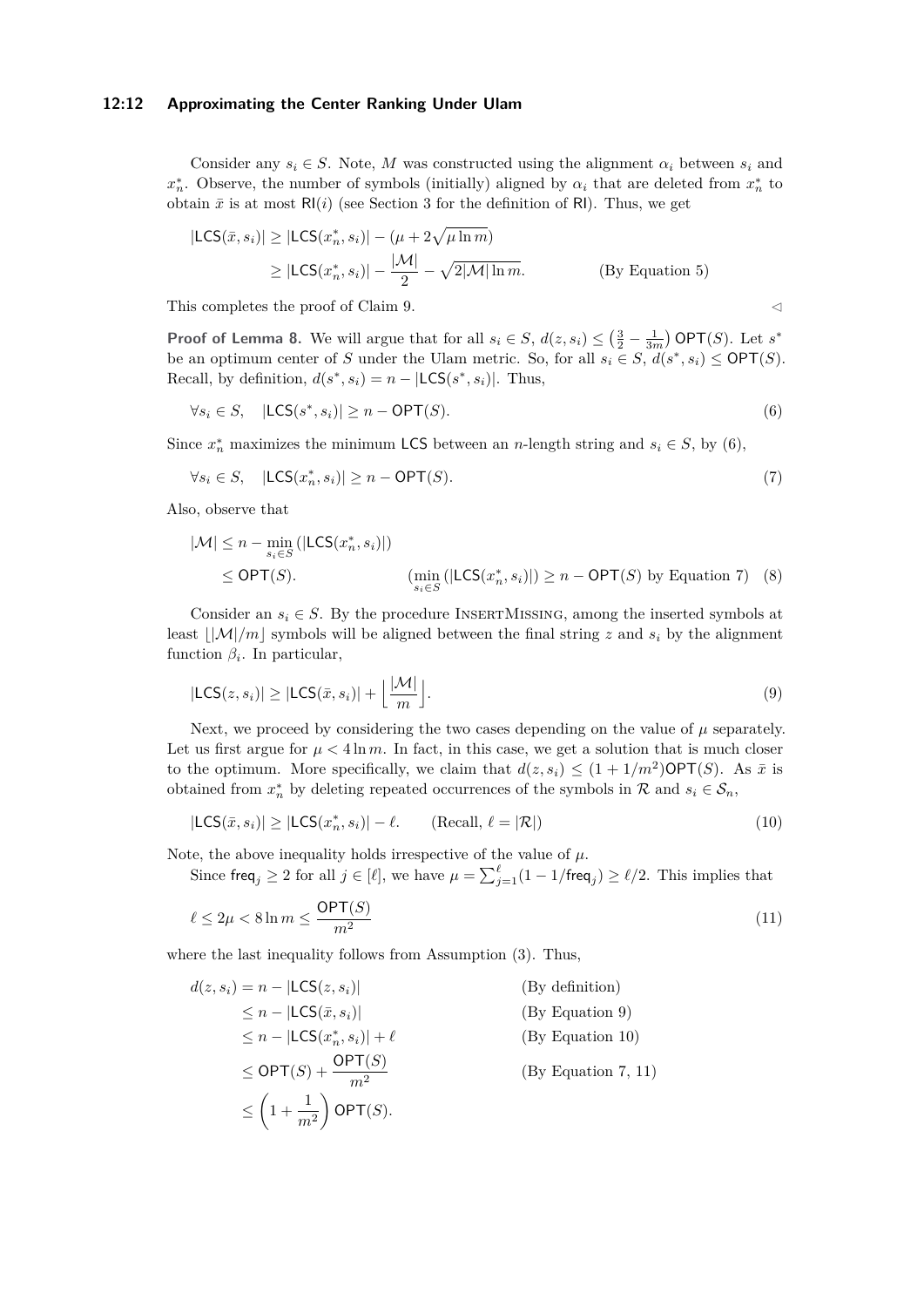Consider any $s_i \in S$. Note, $M$ was constructed using the alignment $\alpha_i$ between $s_i$ and $x_n^*$. Observe, the number of symbols (initially) aligned by $\alpha_i$ that are deleted from $x_n^*$ to obtain $\bar{x}$ is at most $\mathsf{RI}(i)$ (see Section 3 for the definition of $\mathsf{RI}$). Thus, we get

$$
\begin{aligned}
|\mathsf{LCS}(\bar{x}, s_i)| &\geq |\mathsf{LCS}(x_n^*, s_i)| - (\mu + 2\sqrt{\mu \ln m}) \\
&\geq |\mathsf{LCS}(x_n^*, s_i)| - \frac{|\mathcal{M}|}{2} - \sqrt{2|\mathcal{M}| \ln m}. \qquad \text{(By Equation 5)}
\end{aligned}
$$

This completes the proof of Claim 9. ◁

**Proof of Lemma 8.** We will argue that for all $s_i \in S$, $d(z, s_i) \leq \left(\frac{3}{2} - \frac{1}{3m}\right) \mathsf{OPT}(S)$. Let $s^*$ be an optimum center of $S$ under the Ulam metric. So, for all $s_i \in S$, $d(s^*, s_i) \leq \mathsf{OPT}(S)$. Recall, by definition, $d(s^*, s_i) = n - |\mathsf{LCS}(s^*, s_i)|$. Thus,

$$
\forall s_i \in S, \quad |\mathsf{LCS}(s^*, s_i)| \geq n - \mathsf{OPT}(S). \tag{6}
$$

Since $x_n^*$ maximizes the minimum $\mathsf{LCS}$ between an $n$-length string and $s_i \in S$, by (6),

$$
\forall s_i \in S, \quad |\mathsf{LCS}(x_n^*, s_i)| \geq n - \mathsf{OPT}(S). \tag{7}
$$

Also, observe that

$$
\begin{aligned}
|\mathcal{M}| &\leq n - \min_{s_i \in S} (|\mathsf{LCS}(x_n^*, s_i)|) \\
&\leq \mathsf{OPT}(S). \qquad (\min_{s_i \in S} (|\mathsf{LCS}(x_n^*, s_i)|) \geq n - \mathsf{OPT}(S) \text{ by Equation 7})
\end{aligned} \tag{8}
$$

Consider an $s_i \in S$. By the procedure InsertMissing, among the inserted symbols at least $\lfloor |\mathcal{M}|/m \rfloor$ symbols will be aligned between the final string $z$ and $s_i$ by the alignment function $\beta_i$. In particular,

$$
|\mathsf{LCS}(z, s_i)| \geq |\mathsf{LCS}(\bar{x}, s_i)| + \left\lfloor \frac{|\mathcal{M}|}{m} \right\rfloor. \tag{9}
$$

Next, we proceed by considering the two cases depending on the value of $\mu$ separately. Let us first argue for $\mu < 4 \ln m$. In fact, in this case, we get a solution that is much closer to the optimum. More specifically, we claim that $d(z, s_i) \leq (1 + 1/m^2)\mathsf{OPT}(S)$. As $\bar{x}$ is obtained from $x_n^*$ by deleting repeated occurrences of the symbols in $\mathcal{R}$ and $s_i \in \mathcal{S}_n$,

$$
|\mathsf{LCS}(\bar{x}, s_i)| \geq |\mathsf{LCS}(x_n^*, s_i)| - \ell. \qquad (\text{Recall, } \ell = |\mathcal{R}|) \tag{10}
$$

Note, the above inequality holds irrespective of the value of $\mu$.

Since $\mathsf{freq}_j \geq 2$ for all $j \in [\ell]$, we have $\mu = \sum_{j=1}^{\ell} (1 - 1/\mathsf{freq}_j) \geq \ell/2$. This implies that

$$
\ell \leq 2\mu < 8 \ln m \leq \frac{\mathsf{OPT}(S)}{m^2} \tag{11}
$$

where the last inequality follows from Assumption (3). Thus,

$$
\begin{aligned}
d(z, s_i) &= n - |\mathsf{LCS}(z, s_i)| && \text{(By definition)} \\
&\leq n - |\mathsf{LCS}(\bar{x}, s_i)| && \text{(By Equation 9)} \\
&\leq n - |\mathsf{LCS}(x_n^*, s_i)| + \ell && \text{(By Equation 10)} \\
&\leq \mathsf{OPT}(S) + \frac{\mathsf{OPT}(S)}{m^2} && \text{(By Equation 7, 11)} \\
&\leq \left(1 + \frac{1}{m^2}\right) \mathsf{OPT}(S).
\end{aligned}
$$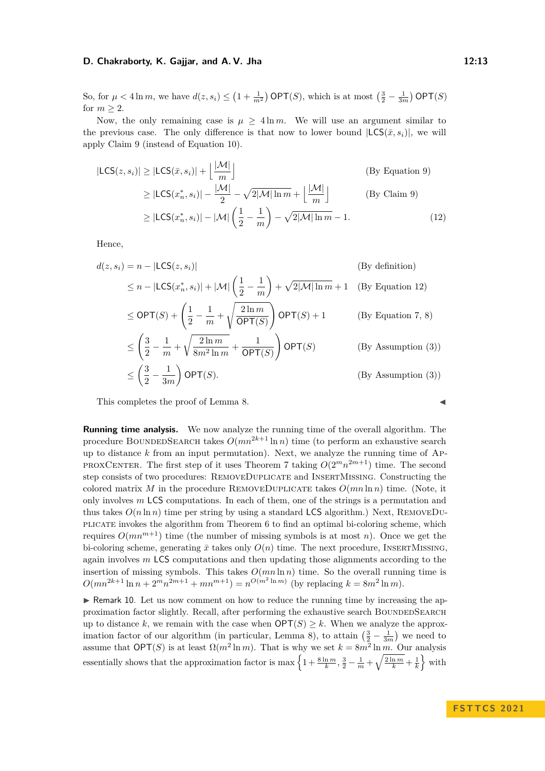So, for $\mu < 4 \ln m$, we have $d(z, s_i) \leq \left(1 + \frac{1}{m^2}\right) \mathsf{OPT}(S)$, which is at most $\left(\frac{3}{2} - \frac{1}{3m}\right) \mathsf{OPT}(S)$ for $m \geq 2$.

Now, the only remaining case is $\mu \geq 4 \ln m$. We will use an argument similar to the previous case. The only difference is that now to lower bound $|\mathsf{LCS}(\bar{x}, s_i)|$, we will apply Claim 9 (instead of Equation 10).

$$
\begin{aligned}
|\mathsf{LCS}(z, s_i)| &\geq |\mathsf{LCS}(\bar{x}, s_i)| + \left\lfloor \frac{|\mathcal{M}|}{m} \right\rfloor && \text{(By Equation 9)} \\
&\geq |\mathsf{LCS}(x_n^*, s_i)| - \frac{|\mathcal{M}|}{2} - \sqrt{2|\mathcal{M}| \ln m} + \left\lfloor \frac{|\mathcal{M}|}{m} \right\rfloor && \text{(By Claim 9)} \\
&\geq |\mathsf{LCS}(x_n^*, s_i)| - |\mathcal{M}| \left( \frac{1}{2} - \frac{1}{m} \right) - \sqrt{2|\mathcal{M}| \ln m} - 1. && (12)
\end{aligned}
$$

Hence,

$$
\begin{aligned}
d(z, s_i) &= n - |\mathsf{LCS}(z, s_i)| && \text{(By definition)} \\
&\leq n - |\mathsf{LCS}(x_n^*, s_i)| + |\mathcal{M}| \left( \frac{1}{2} - \frac{1}{m} \right) + \sqrt{2|\mathcal{M}| \ln m} + 1 && \text{(By Equation 12)} \\
&\leq \mathsf{OPT}(S) + \left( \frac{1}{2} - \frac{1}{m} + \sqrt{\frac{2 \ln m}{\mathsf{OPT}(S)}} \right) \mathsf{OPT}(S) + 1 && \text{(By Equation 7, 8)} \\
&\leq \left( \frac{3}{2} - \frac{1}{m} + \sqrt{\frac{2 \ln m}{8m^2 \ln m}} + \frac{1}{\mathsf{OPT}(S)} \right) \mathsf{OPT}(S) && \text{(By Assumption (3))} \\
&\leq \left( \frac{3}{2} - \frac{1}{3m} \right) \mathsf{OPT}(S). && \text{(By Assumption (3))}
\end{aligned}
$$

This completes the proof of Lemma 8. ◀

**Running time analysis.** We now analyze the running time of the overall algorithm. The procedure BoundedSearch takes $O(mn^{2k+1} \ln n)$ time (to perform an exhaustive search up to distance $k$ from an input permutation). Next, we analyze the running time of ApproxCenter. The first step of it uses Theorem 7 taking $O(2^m n^{2m+1})$ time. The second step consists of two procedures: RemoveDuplicate and InsertMissing. Constructing the colored matrix $M$ in the procedure RemoveDuplicate takes $O(mn \ln n)$ time. (Note, it only involves $m$ $\mathsf{LCS}$ computations. In each of them, one of the strings is a permutation and thus takes $O(n \ln n)$ time per string by using a standard $\mathsf{LCS}$ algorithm.) Next, RemoveDuplicate invokes the algorithm from Theorem 6 to find an optimal bi-coloring scheme, which requires $O(mn^{m+1})$ time (the number of missing symbols is at most $n$). Once we get the bi-coloring scheme, generating $\bar{x}$ takes only $O(n)$ time. The next procedure, InsertMissing, again involves $m$ $\mathsf{LCS}$ computations and then updating those alignments according to the insertion of missing symbols. This takes $O(mn \ln n)$ time. So the overall running time is $O(mn^{2k+1} \ln n + 2^m n^{2m+1} + mn^{m+1}) = n^{O(m^2 \ln m)}$ (by replacing $k = 8m^2 \ln m$).

▶ Remark 10. Let us now comment on how to reduce the running time by increasing the approximation factor slightly. Recall, after performing the exhaustive search BoundedSearch up to distance $k$, we remain with the case when $\mathsf{OPT}(S) \geq k$. When we analyze the approximation factor of our algorithm (in particular, Lemma 8), to attain $\left(\frac{3}{2} - \frac{1}{3m}\right)$ we need to assume that $\mathsf{OPT}(S)$ is at least $\Omega(m^2 \ln m)$. That is why we set $k = 8m^2 \ln m$. Our analysis essentially shows that the approximation factor is $\max\left\{1 + \frac{8 \ln m}{k}, \frac{3}{2} - \frac{1}{m} + \sqrt{\frac{2 \ln m}{k}} + \frac{1}{k}\right\}$ with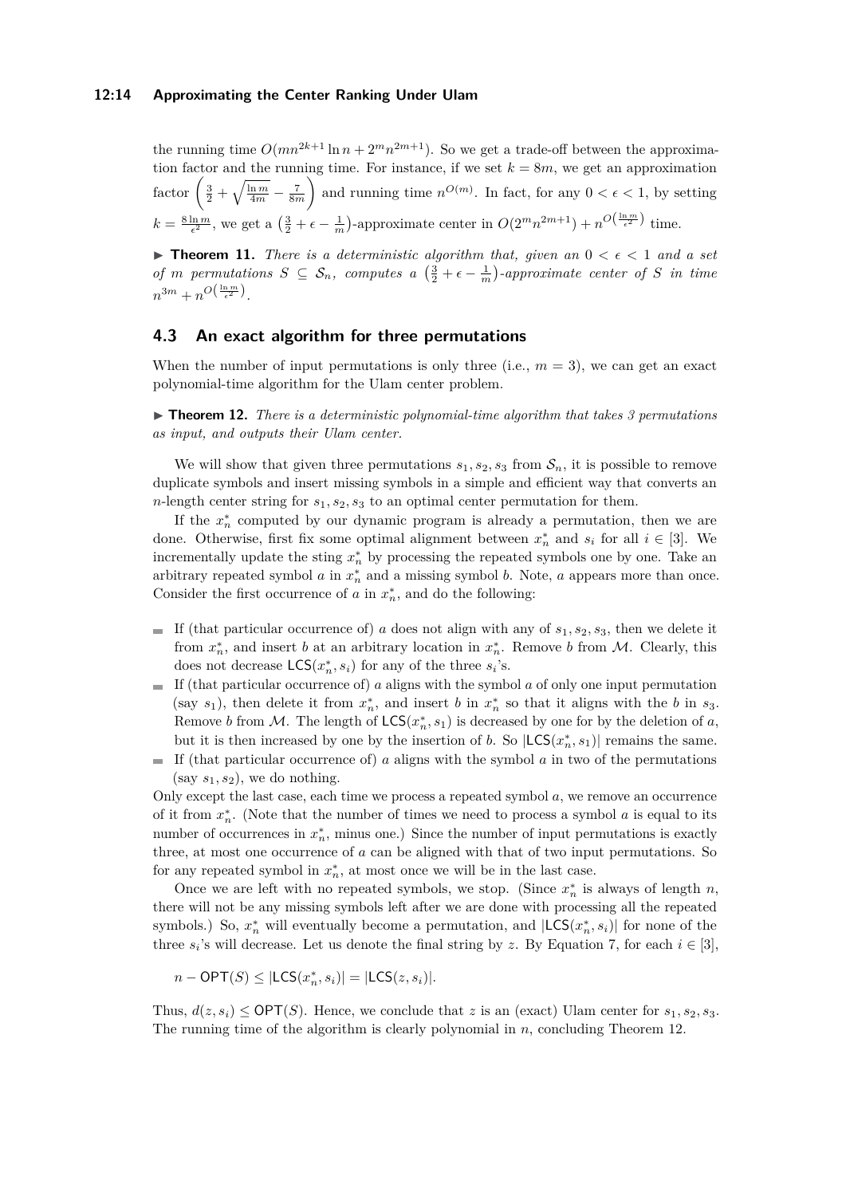the running time $O(mn^{2k+1}\ln n + 2^m n^{2m+1})$. So we get a trade-off between the approximation factor and the running time. For instance, if we set $k = 8m$, we get an approximation factor $\left(\frac{3}{2} + \sqrt{\frac{\ln m}{4m}} - \frac{7}{8m}\right)$ and running time $n^{O(m)}$. In fact, for any $0 < \epsilon < 1$, by setting $k = \frac{8\ln m}{\epsilon^2}$, we get a $\left(\frac{3}{2} + \epsilon - \frac{1}{m}\right)$-approximate center in $O(2^m n^{2m+1}) + n^{O\left(\frac{\ln m}{\epsilon^2}\right)}$ time.

▶ **Theorem 11.** *There is a deterministic algorithm that, given an $0 < \epsilon < 1$ and a set of $m$ permutations $S \subseteq \mathcal{S}_n$, computes a $\left(\frac{3}{2} + \epsilon - \frac{1}{m}\right)$-approximate center of $S$ in time $n^{3m} + n^{O\left(\frac{\ln m}{\epsilon^2}\right)}$.*

## 4.3 An exact algorithm for three permutations

When the number of input permutations is only three (i.e., $m = 3$), we can get an exact polynomial-time algorithm for the Ulam center problem.

▶ **Theorem 12.** *There is a deterministic polynomial-time algorithm that takes 3 permutations as input, and outputs their Ulam center.*

We will show that given three permutations $s_1, s_2, s_3$ from $\mathcal{S}_n$, it is possible to remove duplicate symbols and insert missing symbols in a simple and efficient way that converts an $n$-length center string for $s_1, s_2, s_3$ to an optimal center permutation for them.

If the $x_n^*$ computed by our dynamic program is already a permutation, then we are done. Otherwise, first fix some optimal alignment between $x_n^*$ and $s_i$ for all $i \in [3]$. We incrementally update the sting $x_n^*$ by processing the repeated symbols one by one. Take an arbitrary repeated symbol $a$ in $x_n^*$ and a missing symbol $b$. Note, $a$ appears more than once. Consider the first occurrence of $a$ in $x_n^*$, and do the following:

- If (that particular occurrence of) $a$ does not align with any of $s_1, s_2, s_3$, then we delete it from $x_n^*$, and insert $b$ at an arbitrary location in $x_n^*$. Remove $b$ from $\mathcal{M}$. Clearly, this does not decrease $\mathsf{LCS}(x_n^*, s_i)$ for any of the three $s_i$'s.
- If (that particular occurrence of) $a$ aligns with the symbol $a$ of only one input permutation (say $s_1$), then delete it from $x_n^*$, and insert $b$ in $x_n^*$ so that it aligns with the $b$ in $s_3$. Remove $b$ from $\mathcal{M}$. The length of $\mathsf{LCS}(x_n^*, s_1)$ is decreased by one for by the deletion of $a$, but it is then increased by one by the insertion of $b$. So $|\mathsf{LCS}(x_n^*, s_1)|$ remains the same.
- If (that particular occurrence of) $a$ aligns with the symbol $a$ in two of the permutations (say $s_1, s_2$), we do nothing.

Only except the last case, each time we process a repeated symbol $a$, we remove an occurrence of it from $x_n^*$. (Note that the number of times we need to process a symbol $a$ is equal to its number of occurrences in $x_n^*$, minus one.) Since the number of input permutations is exactly three, at most one occurrence of $a$ can be aligned with that of two input permutations. So for any repeated symbol in $x_n^*$, at most once we will be in the last case.

Once we are left with no repeated symbols, we stop. (Since $x_n^*$ is always of length $n$, there will not be any missing symbols left after we are done with processing all the repeated symbols.) So, $x_n^*$ will eventually become a permutation, and $|\mathsf{LCS}(x_n^*, s_i)|$ for none of the three $s_i$'s will decrease. Let us denote the final string by $z$. By Equation 7, for each $i \in [3]$,

$$n - \mathsf{OPT}(S) \leq |\mathsf{LCS}(x_n^*, s_i)| = |\mathsf{LCS}(z, s_i)|.$$

Thus, $d(z, s_i) \leq \mathsf{OPT}(S)$. Hence, we conclude that $z$ is an (exact) Ulam center for $s_1, s_2, s_3$. The running time of the algorithm is clearly polynomial in $n$, concluding Theorem 12.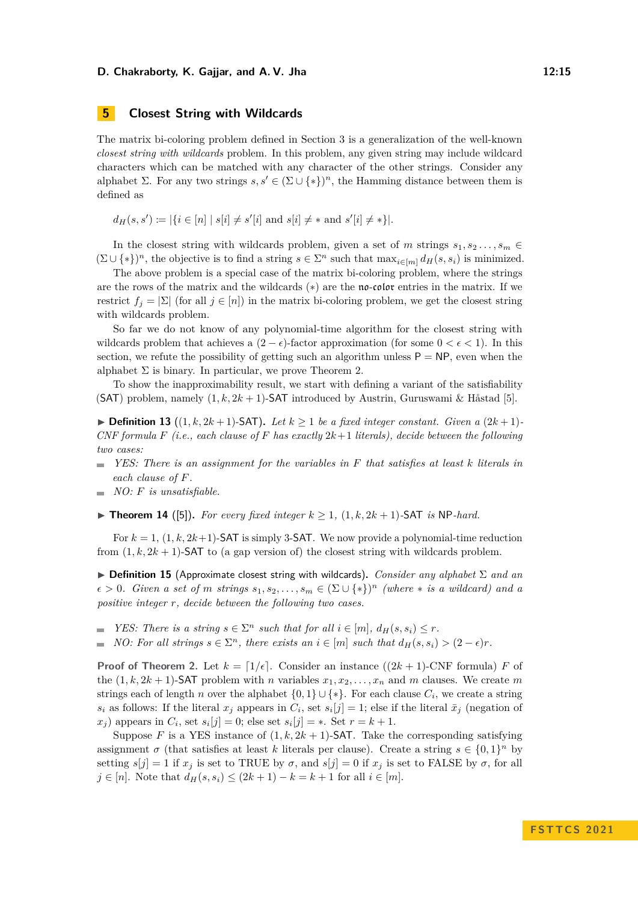## 5 Closest String with Wildcards

The matrix bi-coloring problem defined in Section 3 is a generalization of the well-known *closest string with wildcards* problem. In this problem, any given string may include wildcard characters which can be matched with any character of the other strings. Consider any alphabet $\Sigma$. For any two strings $s, s' \in (\Sigma \cup \{*\})^n$, the Hamming distance between them is defined as

$$d_H(s, s') := |\{i \in [n] \mid s[i] \neq s'[i] \text{ and } s[i] \neq * \text{ and } s'[i] \neq *\}|.$$

In the closest string with wildcards problem, given a set of $m$ strings $s_1, s_2 \ldots, s_m \in (\Sigma \cup \{*\})^n$, the objective is to find a string $s \in \Sigma^n$ such that $\max_{i \in [m]} d_H(s, s_i)$ is minimized.

The above problem is a special case of the matrix bi-coloring problem, where the strings are the rows of the matrix and the wildcards ($*$) are the no-color entries in the matrix. If we restrict $f_j = |\Sigma|$ (for all $j \in [n]$) in the matrix bi-coloring problem, we get the closest string with wildcards problem.

So far we do not know of any polynomial-time algorithm for the closest string with wildcards problem that achieves a $(2 - \epsilon)$-factor approximation (for some $0 < \epsilon < 1$). In this section, we refute the possibility of getting such an algorithm unless P = NP, even when the alphabet $\Sigma$ is binary. In particular, we prove Theorem 2.

To show the inapproximability result, we start with defining a variant of the satisfiability (SAT) problem, namely $(1, k, 2k + 1)$-SAT introduced by Austrin, Guruswami & Håstad [5].

▶ **Definition 13** ($(1, k, 2k+1)$-SAT). *Let $k \geq 1$ be a fixed integer constant. Given a $(2k+1)$-CNF formula $F$ (i.e., each clause of $F$ has exactly $2k+1$ literals), decide between the following two cases:*

- *YES: There is an assignment for the variables in $F$ that satisfies at least $k$ literals in each clause of $F$.*
- *NO: $F$ is unsatisfiable.*

▶ **Theorem 14** ([5]). *For every fixed integer $k \geq 1$, $(1, k, 2k + 1)$-SAT is NP-hard.*

For $k = 1$, $(1, k, 2k+1)$-SAT is simply 3-SAT. We now provide a polynomial-time reduction from $(1, k, 2k + 1)$-SAT to (a gap version of) the closest string with wildcards problem.

▶ **Definition 15** (Approximate closest string with wildcards). *Consider any alphabet $\Sigma$ and an $\epsilon > 0$. Given a set of $m$ strings $s_1, s_2, \ldots, s_m \in (\Sigma \cup \{*\})^n$ (where $*$ is a wildcard) and a positive integer $r$, decide between the following two cases.*

- *YES: There is a string $s \in \Sigma^n$ such that for all $i \in [m]$, $d_H(s, s_i) \leq r$.*
- *NO: For all strings $s \in \Sigma^n$, there exists an $i \in [m]$ such that $d_H(s, s_i) > (2 - \epsilon)r$.*

**Proof of Theorem 2.** Let $k = \lceil 1/\epsilon \rceil$. Consider an instance ($(2k + 1)$-CNF formula) $F$ of the $(1, k, 2k + 1)$-SAT problem with $n$ variables $x_1, x_2, \ldots, x_n$ and $m$ clauses. We create $m$ strings each of length $n$ over the alphabet $\{0, 1\} \cup \{*\}$. For each clause $C_i$, we create a string $s_i$ as follows: If the literal $x_j$ appears in $C_i$, set $s_i[j] = 1$; else if the literal $\bar{x}_j$ (negation of $x_j$) appears in $C_i$, set $s_i[j] = 0$; else set $s_i[j] = *$. Set $r = k + 1$.

Suppose $F$ is a YES instance of $(1, k, 2k + 1)$-SAT. Take the corresponding satisfying assignment $\sigma$ (that satisfies at least $k$ literals per clause). Create a string $s \in \{0, 1\}^n$ by setting $s[j] = 1$ if $x_j$ is set to TRUE by $\sigma$, and $s[j] = 0$ if $x_j$ is set to FALSE by $\sigma$, for all $j \in [n]$. Note that $d_H(s, s_i) \leq (2k + 1) - k = k + 1$ for all $i \in [m]$.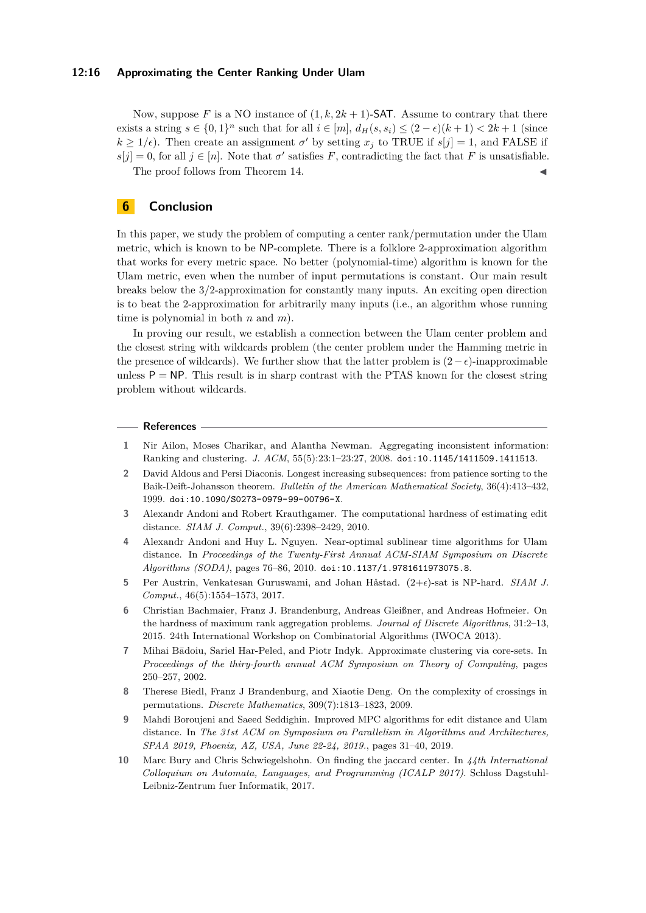Now, suppose $F$ is a NO instance of $(1, k, 2k+1)$-SAT. Assume to contrary that there exists a string $s \in \{0,1\}^n$ such that for all $i \in [m]$, $d_H(s, s_i) \leq (2-\epsilon)(k+1) < 2k+1$ (since $k \geq 1/\epsilon$). Then create an assignment $\sigma'$ by setting $x_j$ to TRUE if $s[j] = 1$, and FALSE if $s[j] = 0$, for all $j \in [n]$. Note that $\sigma'$ satisfies $F$, contradicting the fact that $F$ is unsatisfiable.

The proof follows from Theorem 14. ◀

## 6 Conclusion

In this paper, we study the problem of computing a center rank/permutation under the Ulam metric, which is known to be NP-complete. There is a folklore 2-approximation algorithm that works for every metric space. No better (polynomial-time) algorithm is known for the Ulam metric, even when the number of input permutations is constant. Our main result breaks below the 3/2-approximation for constantly many inputs. An exciting open direction is to beat the 2-approximation for arbitrarily many inputs (i.e., an algorithm whose running time is polynomial in both $n$ and $m$).

In proving our result, we establish a connection between the Ulam center problem and the closest string with wildcards problem (the center problem under the Hamming metric in the presence of wildcards). We further show that the latter problem is $(2-\epsilon)$-inapproximable unless P = NP. This result is in sharp contrast with the PTAS known for the closest string problem without wildcards.

## References

1. Nir Ailon, Moses Charikar, and Alantha Newman. Aggregating inconsistent information: Ranking and clustering. *J. ACM*, 55(5):23:1–23:27, 2008. doi:10.1145/1411509.1411513.
2. David Aldous and Persi Diaconis. Longest increasing subsequences: from patience sorting to the Baik-Deift-Johansson theorem. *Bulletin of the American Mathematical Society*, 36(4):413–432, 1999. doi:10.1090/S0273-0979-99-00796-X.
3. Alexandr Andoni and Robert Krauthgamer. The computational hardness of estimating edit distance. *SIAM J. Comput.*, 39(6):2398–2429, 2010.
4. Alexandr Andoni and Huy L. Nguyen. Near-optimal sublinear time algorithms for Ulam distance. In *Proceedings of the Twenty-First Annual ACM-SIAM Symposium on Discrete Algorithms (SODA)*, pages 76–86, 2010. doi:10.1137/1.9781611973075.8.
5. Per Austrin, Venkatesan Guruswami, and Johan Håstad. $(2+\epsilon)$-sat is NP-hard. *SIAM J. Comput.*, 46(5):1554–1573, 2017.
6. Christian Bachmaier, Franz J. Brandenburg, Andreas Gleißner, and Andreas Hofmeier. On the hardness of maximum rank aggregation problems. *Journal of Discrete Algorithms*, 31:2–13, 2015. 24th International Workshop on Combinatorial Algorithms (IWOCA 2013).
7. Mihai Bădoiu, Sariel Har-Peled, and Piotr Indyk. Approximate clustering via core-sets. In *Proceedings of the thiry-fourth annual ACM Symposium on Theory of Computing*, pages 250–257, 2002.
8. Therese Biedl, Franz J Brandenburg, and Xiaotie Deng. On the complexity of crossings in permutations. *Discrete Mathematics*, 309(7):1813–1823, 2009.
9. Mahdi Boroujeni and Saeed Seddighin. Improved MPC algorithms for edit distance and Ulam distance. In *The 31st ACM on Symposium on Parallelism in Algorithms and Architectures, SPAA 2019, Phoenix, AZ, USA, June 22-24, 2019.*, pages 31–40, 2019.
10. Marc Bury and Chris Schwiegelshohn. On finding the jaccard center. In *44th International Colloquium on Automata, Languages, and Programming (ICALP 2017)*. Schloss Dagstuhl-Leibniz-Zentrum fuer Informatik, 2017.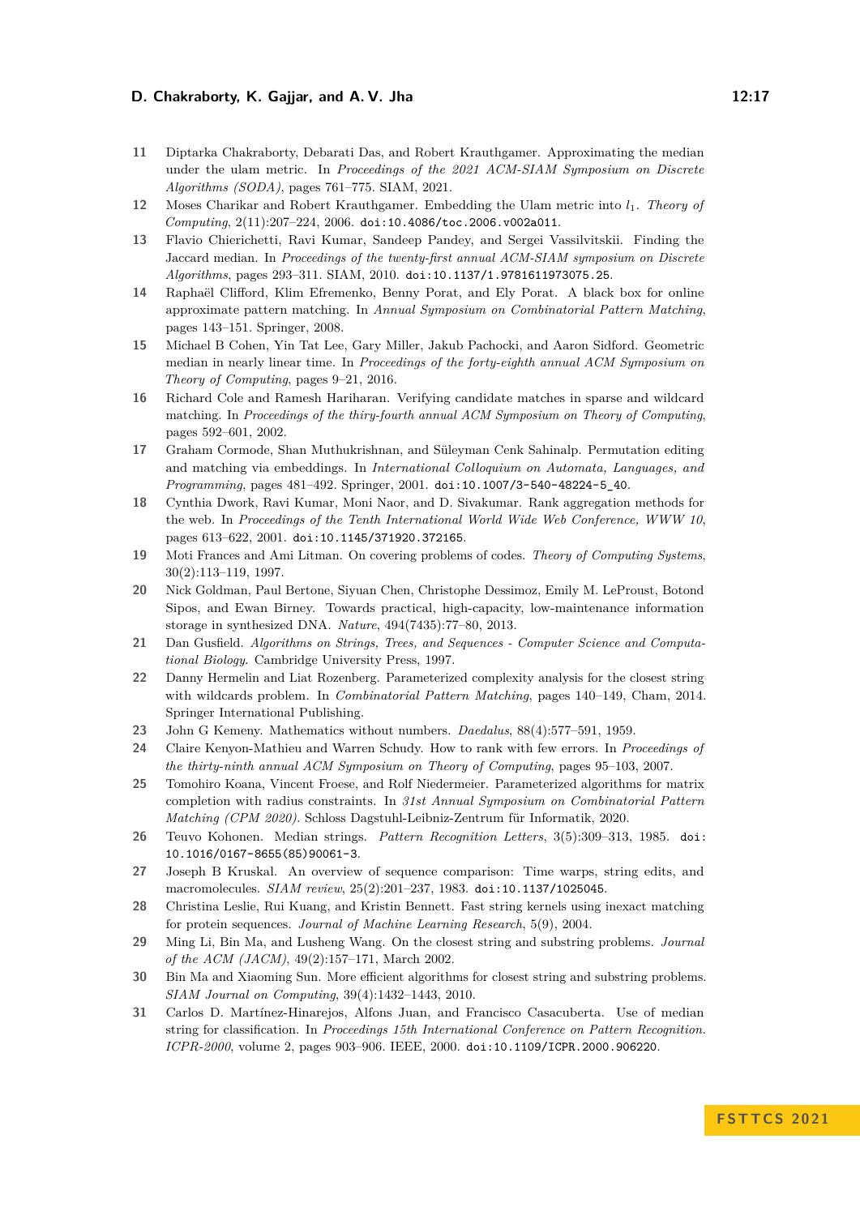11 Diptarka Chakraborty, Debarati Das, and Robert Krauthgamer. Approximating the median under the ulam metric. In *Proceedings of the 2021 ACM-SIAM Symposium on Discrete Algorithms (SODA)*, pages 761–775. SIAM, 2021.

12 Moses Charikar and Robert Krauthgamer. Embedding the Ulam metric into $l_1$. *Theory of Computing*, 2(11):207–224, 2006. doi:10.4086/toc.2006.v002a011.

13 Flavio Chierichetti, Ravi Kumar, Sandeep Pandey, and Sergei Vassilvitskii. Finding the Jaccard median. In *Proceedings of the twenty-first annual ACM-SIAM symposium on Discrete Algorithms*, pages 293–311. SIAM, 2010. doi:10.1137/1.9781611973075.25.

14 Raphaël Clifford, Klim Efremenko, Benny Porat, and Ely Porat. A black box for online approximate pattern matching. In *Annual Symposium on Combinatorial Pattern Matching*, pages 143–151. Springer, 2008.

15 Michael B Cohen, Yin Tat Lee, Gary Miller, Jakub Pachocki, and Aaron Sidford. Geometric median in nearly linear time. In *Proceedings of the forty-eighth annual ACM Symposium on Theory of Computing*, pages 9–21, 2016.

16 Richard Cole and Ramesh Hariharan. Verifying candidate matches in sparse and wildcard matching. In *Proceedings of the thiry-fourth annual ACM Symposium on Theory of Computing*, pages 592–601, 2002.

17 Graham Cormode, Shan Muthukrishnan, and Süleyman Cenk Sahinalp. Permutation editing and matching via embeddings. In *International Colloquium on Automata, Languages, and Programming*, pages 481–492. Springer, 2001. doi:10.1007/3-540-48224-5_40.

18 Cynthia Dwork, Ravi Kumar, Moni Naor, and D. Sivakumar. Rank aggregation methods for the web. In *Proceedings of the Tenth International World Wide Web Conference, WWW 10*, pages 613–622, 2001. doi:10.1145/371920.372165.

19 Moti Frances and Ami Litman. On covering problems of codes. *Theory of Computing Systems*, 30(2):113–119, 1997.

20 Nick Goldman, Paul Bertone, Siyuan Chen, Christophe Dessimoz, Emily M. LeProust, Botond Sipos, and Ewan Birney. Towards practical, high-capacity, low-maintenance information storage in synthesized DNA. *Nature*, 494(7435):77–80, 2013.

21 Dan Gusfield. *Algorithms on Strings, Trees, and Sequences - Computer Science and Computational Biology*. Cambridge University Press, 1997.

22 Danny Hermelin and Liat Rozenberg. Parameterized complexity analysis for the closest string with wildcards problem. In *Combinatorial Pattern Matching*, pages 140–149, Cham, 2014. Springer International Publishing.

23 John G Kemeny. Mathematics without numbers. *Daedalus*, 88(4):577–591, 1959.

24 Claire Kenyon-Mathieu and Warren Schudy. How to rank with few errors. In *Proceedings of the thirty-ninth annual ACM Symposium on Theory of Computing*, pages 95–103, 2007.

25 Tomohiro Koana, Vincent Froese, and Rolf Niedermeier. Parameterized algorithms for matrix completion with radius constraints. In *31st Annual Symposium on Combinatorial Pattern Matching (CPM 2020)*. Schloss Dagstuhl-Leibniz-Zentrum für Informatik, 2020.

26 Teuvo Kohonen. Median strings. *Pattern Recognition Letters*, 3(5):309–313, 1985. doi:10.1016/0167-8655(85)90061-3.

27 Joseph B Kruskal. An overview of sequence comparison: Time warps, string edits, and macromolecules. *SIAM review*, 25(2):201–237, 1983. doi:10.1137/1025045.

28 Christina Leslie, Rui Kuang, and Kristin Bennett. Fast string kernels using inexact matching for protein sequences. *Journal of Machine Learning Research*, 5(9), 2004.

29 Ming Li, Bin Ma, and Lusheng Wang. On the closest string and substring problems. *Journal of the ACM (JACM)*, 49(2):157–171, March 2002.

30 Bin Ma and Xiaoming Sun. More efficient algorithms for closest string and substring problems. *SIAM Journal on Computing*, 39(4):1432–1443, 2010.

31 Carlos D. Martínez-Hinarejos, Alfons Juan, and Francisco Casacuberta. Use of median string for classification. In *Proceedings 15th International Conference on Pattern Recognition. ICPR-2000*, volume 2, pages 903–906. IEEE, 2000. doi:10.1109/ICPR.2000.906220.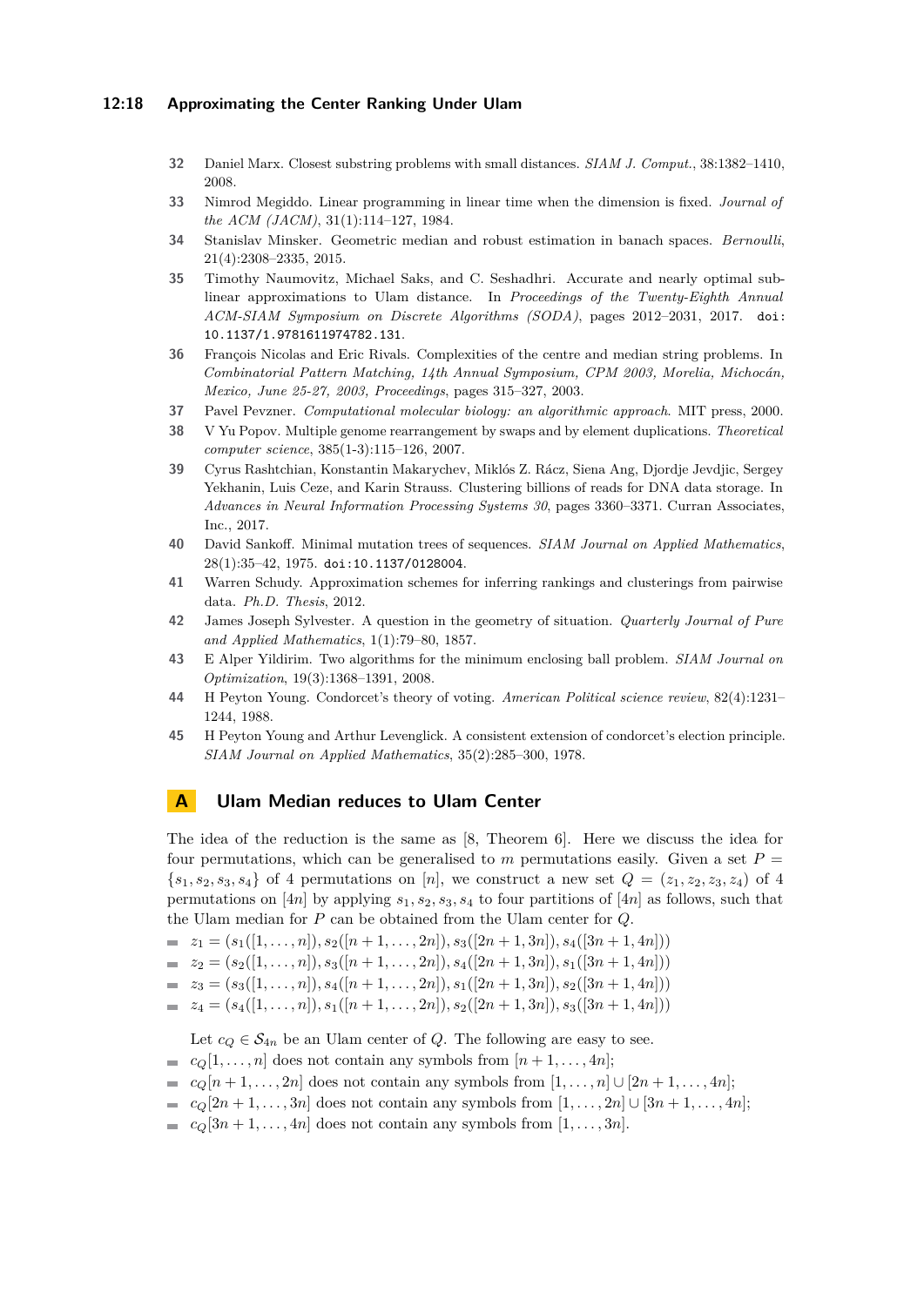32 Daniel Marx. Closest substring problems with small distances. *SIAM J. Comput.*, 38:1382–1410, 2008.

33 Nimrod Megiddo. Linear programming in linear time when the dimension is fixed. *Journal of the ACM (JACM)*, 31(1):114–127, 1984.

34 Stanislav Minsker. Geometric median and robust estimation in banach spaces. *Bernoulli*, 21(4):2308–2335, 2015.

35 Timothy Naumovitz, Michael Saks, and C. Seshadhri. Accurate and nearly optimal sublinear approximations to Ulam distance. In *Proceedings of the Twenty-Eighth Annual ACM-SIAM Symposium on Discrete Algorithms (SODA)*, pages 2012–2031, 2017. doi:10.1137/1.9781611974782.131.

36 François Nicolas and Eric Rivals. Complexities of the centre and median string problems. In *Combinatorial Pattern Matching, 14th Annual Symposium, CPM 2003, Morelia, Michocán, Mexico, June 25-27, 2003, Proceedings*, pages 315–327, 2003.

37 Pavel Pevzner. *Computational molecular biology: an algorithmic approach*. MIT press, 2000.

38 V Yu Popov. Multiple genome rearrangement by swaps and by element duplications. *Theoretical computer science*, 385(1-3):115–126, 2007.

39 Cyrus Rashtchian, Konstantin Makarychev, Miklós Z. Rácz, Siena Ang, Djordje Jevdjic, Sergey Yekhanin, Luis Ceze, and Karin Strauss. Clustering billions of reads for DNA data storage. In *Advances in Neural Information Processing Systems 30*, pages 3360–3371. Curran Associates, Inc., 2017.

40 David Sankoff. Minimal mutation trees of sequences. *SIAM Journal on Applied Mathematics*, 28(1):35–42, 1975. doi:10.1137/0128004.

41 Warren Schudy. Approximation schemes for inferring rankings and clusterings from pairwise data. *Ph.D. Thesis*, 2012.

42 James Joseph Sylvester. A question in the geometry of situation. *Quarterly Journal of Pure and Applied Mathematics*, 1(1):79–80, 1857.

43 E Alper Yildirim. Two algorithms for the minimum enclosing ball problem. *SIAM Journal on Optimization*, 19(3):1368–1391, 2008.

44 H Peyton Young. Condorcet's theory of voting. *American Political science review*, 82(4):1231–1244, 1988.

45 H Peyton Young and Arthur Levenglick. A consistent extension of condorcet's election principle. *SIAM Journal on Applied Mathematics*, 35(2):285–300, 1978.

# A Ulam Median reduces to Ulam Center

The idea of the reduction is the same as [8, Theorem 6]. Here we discuss the idea for four permutations, which can be generalised to $m$ permutations easily. Given a set $P = \{s_1, s_2, s_3, s_4\}$ of 4 permutations on $[n]$, we construct a new set $Q = (z_1, z_2, z_3, z_4)$ of 4 permutations on $[4n]$ by applying $s_1, s_2, s_3, s_4$ to four partitions of $[4n]$ as follows, such that the Ulam median for $P$ can be obtained from the Ulam center for $Q$.

- $z_1 = (s_1([1, \dots, n]), s_2([n+1, \dots, 2n]), s_3([2n+1, 3n]), s_4([3n+1, 4n]))$
- $z_2 = (s_2([1, \dots, n]), s_3([n+1, \dots, 2n]), s_4([2n+1, 3n]), s_1([3n+1, 4n]))$
- $z_3 = (s_3([1, \dots, n]), s_4([n+1, \dots, 2n]), s_1([2n+1, 3n]), s_2([3n+1, 4n]))$
- $z_4 = (s_4([1, \dots, n]), s_1([n+1, \dots, 2n]), s_2([2n+1, 3n]), s_3([3n+1, 4n]))$

Let $c_Q \in \mathcal{S}_{4n}$ be an Ulam center of $Q$. The following are easy to see.

- $c_Q[1, \dots, n]$ does not contain any symbols from $[n+1, \dots, 4n]$;
- $c_Q[n+1, \dots, 2n]$ does not contain any symbols from $[1, \dots, n] \cup [2n+1, \dots, 4n]$;
- $c_Q[2n+1, \dots, 3n]$ does not contain any symbols from $[1, \dots, 2n] \cup [3n+1, \dots, 4n]$;
- $c_Q[3n+1, \dots, 4n]$ does not contain any symbols from $[1, \dots, 3n]$.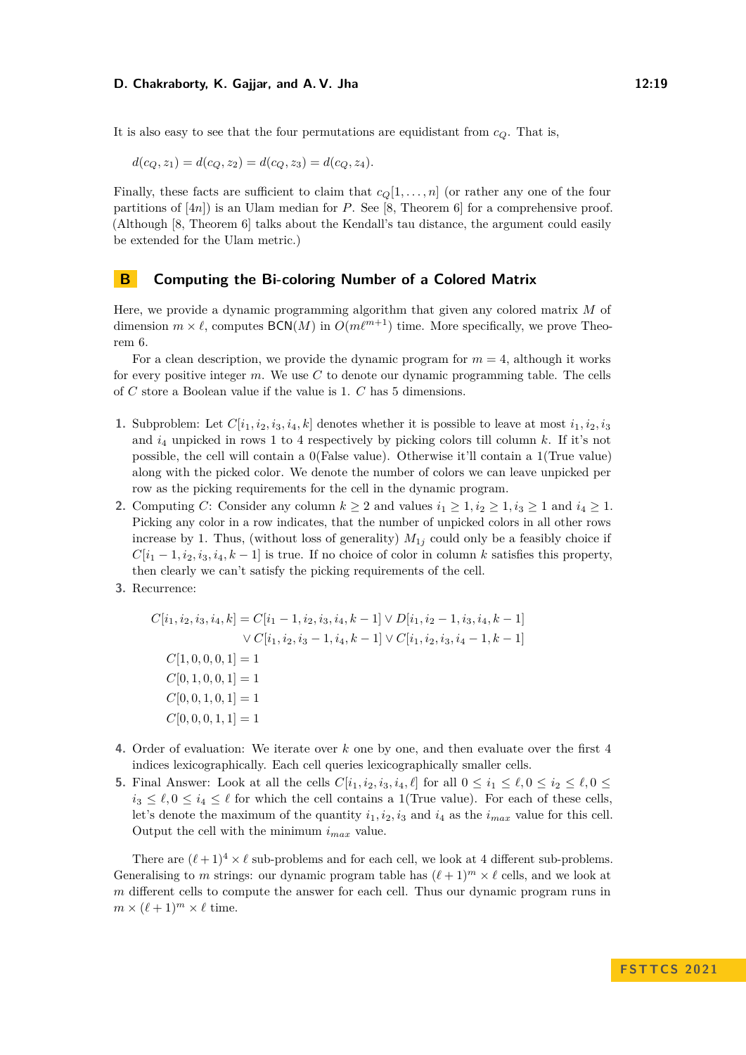It is also easy to see that the four permutations are equidistant from $c_Q$. That is,

$$d(c_Q, z_1) = d(c_Q, z_2) = d(c_Q, z_3) = d(c_Q, z_4).$$

Finally, these facts are sufficient to claim that $c_Q[1, \ldots, n]$ (or rather any one of the four partitions of $[4n]$) is an Ulam median for $P$. See [8, Theorem 6] for a comprehensive proof. (Although [8, Theorem 6] talks about the Kendall's tau distance, the argument could easily be extended for the Ulam metric.)

# B Computing the Bi-coloring Number of a Colored Matrix

Here, we provide a dynamic programming algorithm that given any colored matrix $M$ of dimension $m \times \ell$, computes $\mathsf{BCN}(M)$ in $O(m\ell^{m+1})$ time. More specifically, we prove Theorem 6.

For a clean description, we provide the dynamic program for $m = 4$, although it works for every positive integer $m$. We use $C$ to denote our dynamic programming table. The cells of $C$ store a Boolean value if the value is 1. $C$ has 5 dimensions.

1. Subproblem: Let $C[i_1, i_2, i_3, i_4, k]$ denotes whether it is possible to leave at most $i_1, i_2, i_3$ and $i_4$ unpicked in rows 1 to 4 respectively by picking colors till column $k$. If it's not possible, the cell will contain a 0(False value). Otherwise it'll contain a 1(True value) along with the picked color. We denote the number of colors we can leave unpicked per row as the picking requirements for the cell in the dynamic program.
2. Computing $C$: Consider any column $k \geq 2$ and values $i_1 \geq 1, i_2 \geq 1, i_3 \geq 1$ and $i_4 \geq 1$. Picking any color in a row indicates, that the number of unpicked colors in all other rows increase by 1. Thus, (without loss of generality) $M_{1j}$ could only be a feasibly choice if $C[i_1 - 1, i_2, i_3, i_4, k - 1]$ is true. If no choice of color in column $k$ satisfies this property, then clearly we can't satisfy the picking requirements of the cell.
3. Recurrence:

$$\begin{aligned}
C[i_1, i_2, i_3, i_4, k] = C[i_1 - 1, i_2, i_3, i_4, k - 1] &\vee D[i_1, i_2 - 1, i_3, i_4, k - 1] \\
\vee C[i_1, i_2, i_3 - 1, i_4, k - 1] &\vee C[i_1, i_2, i_3, i_4 - 1, k - 1] \\
C[1, 0, 0, 0, 1] &= 1 \\
C[0, 1, 0, 0, 1] &= 1 \\
C[0, 0, 1, 0, 1] &= 1 \\
C[0, 0, 0, 1, 1] &= 1
\end{aligned}$$

4. Order of evaluation: We iterate over $k$ one by one, and then evaluate over the first 4 indices lexicographically. Each cell queries lexicographically smaller cells.
5. Final Answer: Look at all the cells $C[i_1, i_2, i_3, i_4, \ell]$ for all $0 \leq i_1 \leq \ell, 0 \leq i_2 \leq \ell, 0 \leq i_3 \leq \ell, 0 \leq i_4 \leq \ell$ for which the cell contains a 1(True value). For each of these cells, let's denote the maximum of the quantity $i_1, i_2, i_3$ and $i_4$ as the $i_{max}$ value for this cell. Output the cell with the minimum $i_{max}$ value.

There are $(\ell + 1)^4 \times \ell$ sub-problems and for each cell, we look at 4 different sub-problems. Generalising to $m$ strings: our dynamic program table has $(\ell + 1)^m \times \ell$ cells, and we look at $m$ different cells to compute the answer for each cell. Thus our dynamic program runs in $m \times (\ell + 1)^m \times \ell$ time.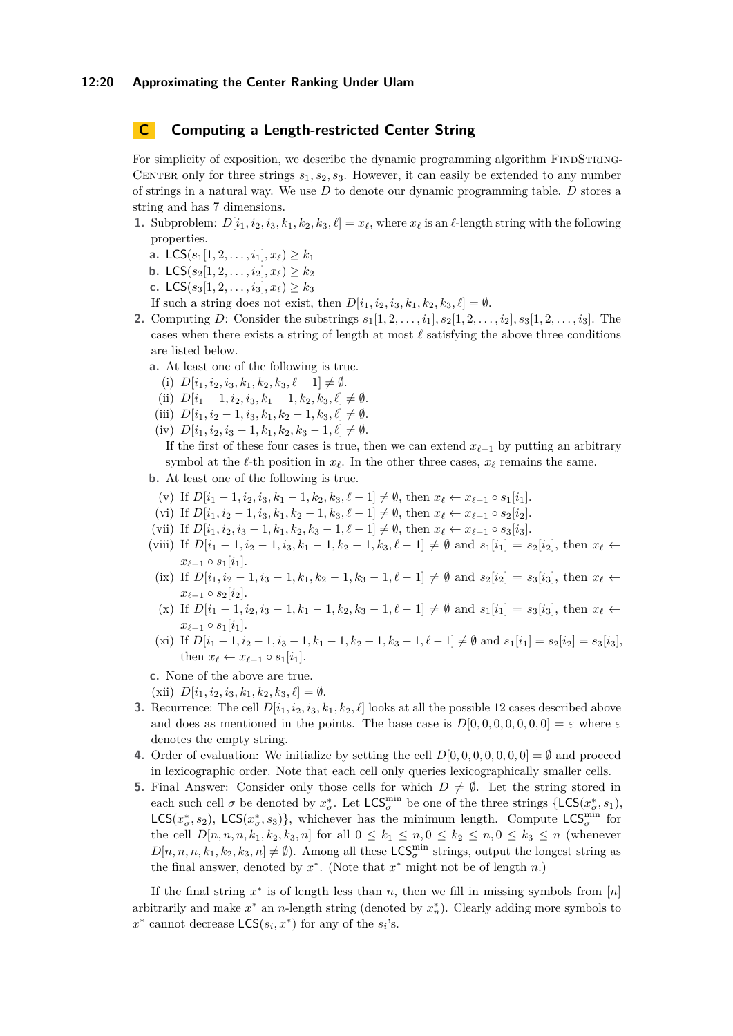# C Computing a Length-restricted Center String

For simplicity of exposition, we describe the dynamic programming algorithm FindStringCenter only for three strings $s_1, s_2, s_3$. However, it can easily be extended to any number of strings in a natural way. We use $D$ to denote our dynamic programming table. $D$ stores a string and has 7 dimensions.

1. Subproblem: $D[i_1, i_2, i_3, k_1, k_2, k_3, \ell] = x_\ell$, where $x_\ell$ is an $\ell$-length string with the following properties.
   a. $\mathsf{LCS}(s_1[1, 2, \ldots, i_1], x_\ell) \geq k_1$
   b. $\mathsf{LCS}(s_2[1, 2, \ldots, i_2], x_\ell) \geq k_2$
   c. $\mathsf{LCS}(s_3[1, 2, \ldots, i_3], x_\ell) \geq k_3$

   If such a string does not exist, then $D[i_1, i_2, i_3, k_1, k_2, k_3, \ell] = \emptyset$.
2. Computing $D$: Consider the substrings $s_1[1, 2, \ldots, i_1], s_2[1, 2, \ldots, i_2], s_3[1, 2, \ldots, i_3]$. The cases when there exists a string of length at most $\ell$ satisfying the above three conditions are listed below.
   a. At least one of the following is true.
      (i) $D[i_1, i_2, i_3, k_1, k_2, k_3, \ell - 1] \neq \emptyset$.
      (ii) $D[i_1 - 1, i_2, i_3, k_1 - 1, k_2, k_3, \ell] \neq \emptyset$.
      (iii) $D[i_1, i_2 - 1, i_3, k_1, k_2 - 1, k_3, \ell] \neq \emptyset$.
      (iv) $D[i_1, i_2, i_3 - 1, k_1, k_2, k_3 - 1, \ell] \neq \emptyset$.

      If the first of these four cases is true, then we can extend $x_{\ell-1}$ by putting an arbitrary symbol at the $\ell$-th position in $x_\ell$. In the other three cases, $x_\ell$ remains the same.
   b. At least one of the following is true.
      (v) If $D[i_1 - 1, i_2, i_3, k_1 - 1, k_2, k_3, \ell - 1] \neq \emptyset$, then $x_\ell \leftarrow x_{\ell-1} \circ s_1[i_1]$.
      (vi) If $D[i_1, i_2 - 1, i_3, k_1, k_2 - 1, k_3, \ell - 1] \neq \emptyset$, then $x_\ell \leftarrow x_{\ell-1} \circ s_2[i_2]$.
      (vii) If $D[i_1, i_2, i_3 - 1, k_1, k_2, k_3 - 1, \ell - 1] \neq \emptyset$, then $x_\ell \leftarrow x_{\ell-1} \circ s_3[i_3]$.
      (viii) If $D[i_1 - 1, i_2 - 1, i_3, k_1 - 1, k_2 - 1, k_3, \ell - 1] \neq \emptyset$ and $s_1[i_1] = s_2[i_2]$, then $x_\ell \leftarrow x_{\ell-1} \circ s_1[i_1]$.
      (ix) If $D[i_1, i_2 - 1, i_3 - 1, k_1, k_2 - 1, k_3 - 1, \ell - 1] \neq \emptyset$ and $s_2[i_2] = s_3[i_3]$, then $x_\ell \leftarrow x_{\ell-1} \circ s_2[i_2]$.
      (x) If $D[i_1 - 1, i_2, i_3 - 1, k_1 - 1, k_2, k_3 - 1, \ell - 1] \neq \emptyset$ and $s_1[i_1] = s_3[i_3]$, then $x_\ell \leftarrow x_{\ell-1} \circ s_1[i_1]$.
      (xi) If $D[i_1 - 1, i_2 - 1, i_3 - 1, k_1 - 1, k_2 - 1, k_3 - 1, \ell - 1] \neq \emptyset$ and $s_1[i_1] = s_2[i_2] = s_3[i_3]$, then $x_\ell \leftarrow x_{\ell-1} \circ s_1[i_1]$.
   c. None of the above are true.
      (xii) $D[i_1, i_2, i_3, k_1, k_2, k_3, \ell] = \emptyset$.
3. Recurrence: The cell $D[i_1, i_2, i_3, k_1, k_2, \ell]$ looks at all the possible 12 cases described above and does as mentioned in the points. The base case is $D[0, 0, 0, 0, 0, 0, 0] = \varepsilon$ where $\varepsilon$ denotes the empty string.
4. Order of evaluation: We initialize by setting the cell $D[0, 0, 0, 0, 0, 0, 0] = \emptyset$ and proceed in lexicographic order. Note that each cell only queries lexicographically smaller cells.
5. Final Answer: Consider only those cells for which $D \neq \emptyset$. Let the string stored in each such cell $\sigma$ be denoted by $x^*_\sigma$. Let $\mathsf{LCS}^{\min}_\sigma$ be one of the three strings $\{\mathsf{LCS}(x^*_\sigma, s_1), \mathsf{LCS}(x^*_\sigma, s_2), \mathsf{LCS}(x^*_\sigma, s_3)\}$, whichever has the minimum length. Compute $\mathsf{LCS}^{\min}_\sigma$ for the cell $D[n, n, n, k_1, k_2, k_3, n]$ for all $0 \leq k_1 \leq n, 0 \leq k_2 \leq n, 0 \leq k_3 \leq n$ (whenever $D[n, n, n, k_1, k_2, k_3, n] \neq \emptyset$). Among all these $\mathsf{LCS}^{\min}_\sigma$ strings, output the longest string as the final answer, denoted by $x^*$. (Note that $x^*$ might not be of length $n$.)

If the final string $x^*$ is of length less than $n$, then we fill in missing symbols from $[n]$ arbitrarily and make $x^*$ an $n$-length string (denoted by $x^*_n$). Clearly adding more symbols to $x^*$ cannot decrease $\mathsf{LCS}(s_i, x^*)$ for any of the $s_i$'s.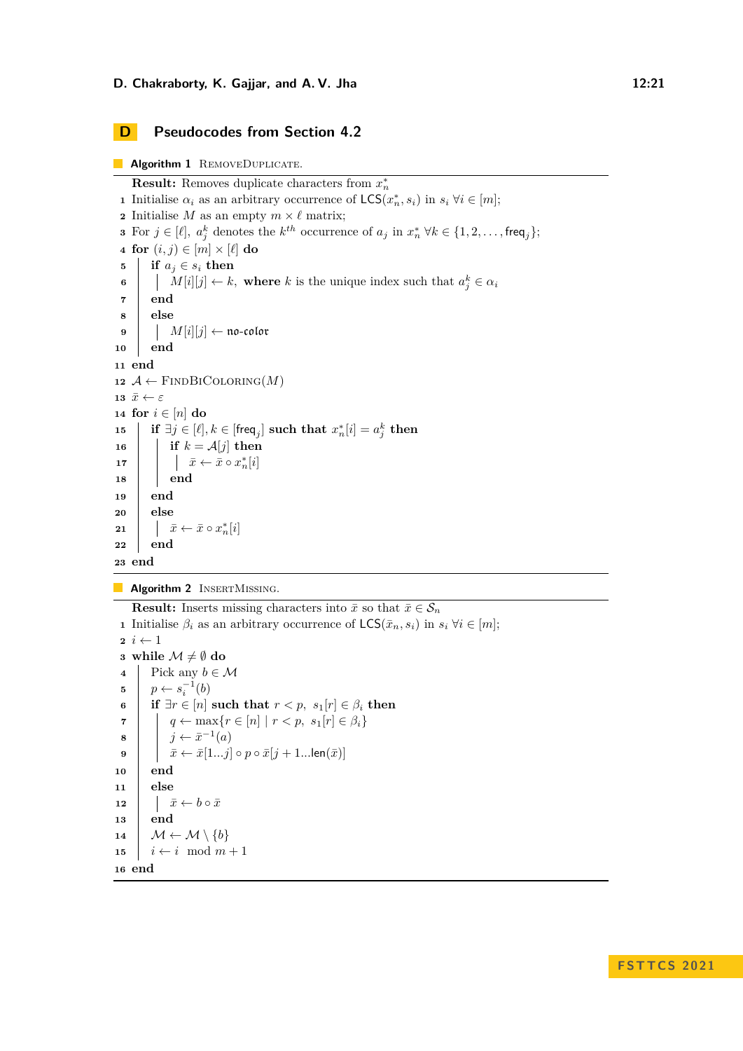## D Pseudocodes from Section 4.2

**Algorithm 1** RemoveDuplicate.

```
Result: Removes duplicate characters from $x_n^*$
1  Initialise $\alpha_i$ as an arbitrary occurrence of LCS($x_n^*, s_i$) in $s_i$ $\forall i \in [m]$;
2  Initialise $M$ as an empty $m \times \ell$ matrix;
3  For $j \in [\ell]$, $a_j^k$ denotes the $k^{th}$ occurrence of $a_j$ in $x_n^*$ $\forall k \in \{1, 2, \ldots, \mathsf{freq}_j\}$;
4  for $(i, j) \in [m] \times [\ell]$ do
5      if $a_j \in s_i$ then
6          $M[i][j] \leftarrow k$, where $k$ is the unique index such that $a_j^k \in \alpha_i$
7      end
8      else
9          $M[i][j] \leftarrow$ no-color
10     end
11 end
12 $\mathcal{A} \leftarrow$ FindBiColoring($M$)
13 $\bar{x} \leftarrow \varepsilon$
14 for $i \in [n]$ do
15     if $\exists j \in [\ell], k \in [\mathsf{freq}_j]$ such that $x_n^*[i] = a_j^k$ then
16         if $k = \mathcal{A}[j]$ then
17             $\bar{x} \leftarrow \bar{x} \circ x_n^*[i]$
18         end
19     end
20     else
21         $\bar{x} \leftarrow \bar{x} \circ x_n^*[i]$
22     end
23 end
```

**Algorithm 2** InsertMissing.

```
Result: Inserts missing characters into $\bar{x}$ so that $\bar{x} \in \mathcal{S}_n$
1  Initialise $\beta_i$ as an arbitrary occurrence of LCS($\bar{x}_n, s_i$) in $s_i$ $\forall i \in [m]$;
2  $i \leftarrow 1$
3  while $\mathcal{M} \neq \emptyset$ do
4      Pick any $b \in \mathcal{M}$
5      $p \leftarrow s_i^{-1}(b)$
6      if $\exists r \in [n]$ such that $r < p$, $s_1[r] \in \beta_i$ then
7          $q \leftarrow \max\{r \in [n] \mid r < p,\ s_1[r] \in \beta_i\}$
8          $j \leftarrow \bar{x}^{-1}(a)$
9          $\bar{x} \leftarrow \bar{x}[1 \ldots j] \circ p \circ \bar{x}[j+1 \ldots \mathsf{len}(\bar{x})]$
10     end
11     else
12         $\bar{x} \leftarrow b \circ \bar{x}$
13     end
14     $\mathcal{M} \leftarrow \mathcal{M} \setminus \{b\}$
15     $i \leftarrow i \mod m + 1$
16 end
```